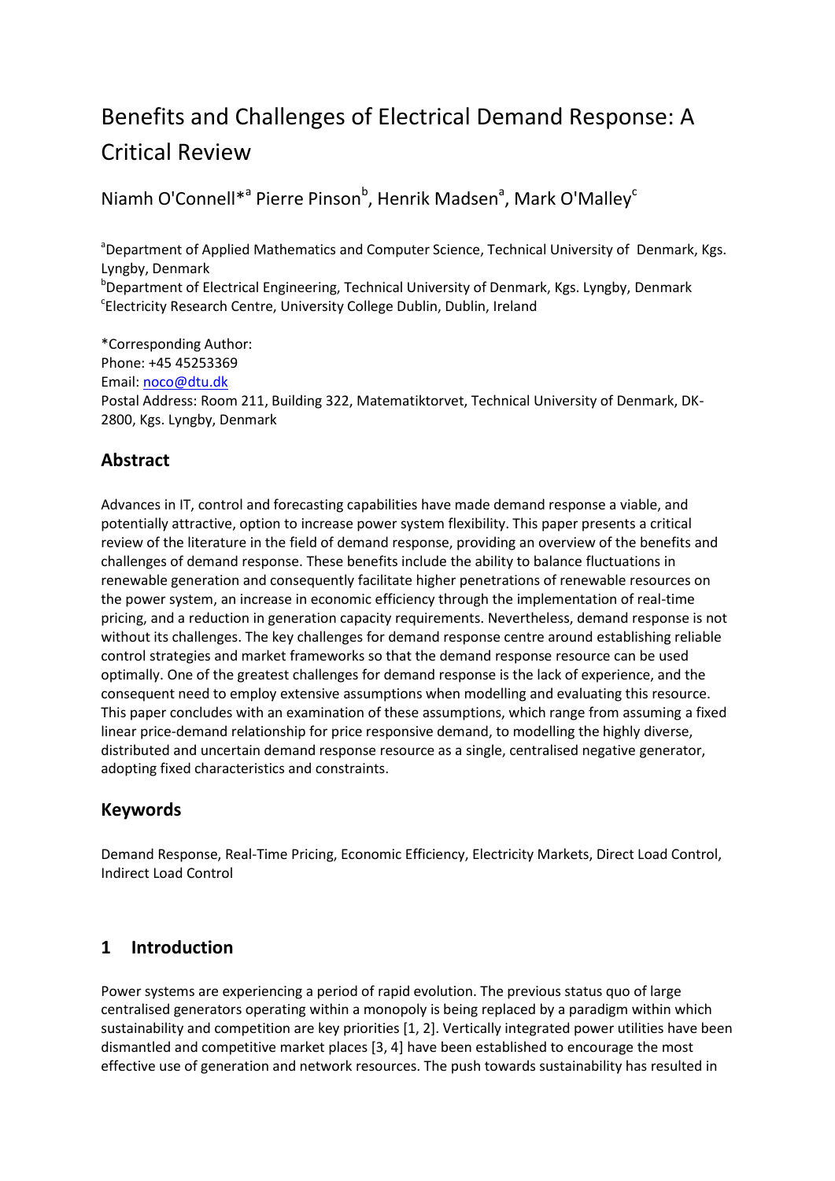# Benefits and Challenges of Electrical Demand Response: A Critical Review

Niamh O'Connell*[a] Pierre Pinson[b], Henrik Madsen[a], Mark O'Malley[c]

[a]Department of Applied Mathematics and Computer Science, Technical University of Denmark, Kgs. Lyngby, Denmark
[b]Department of Electrical Engineering, Technical University of Denmark, Kgs. Lyngby, Denmark
[c]Electricity Research Centre, University College Dublin, Dublin, Ireland

*Corresponding Author:
Phone: +45 45253369
Email: noco@dtu.dk
Postal Address: Room 211, Building 322, Matematiktorvet, Technical University of Denmark, DK-2800, Kgs. Lyngby, Denmark

## Abstract

Advances in IT, control and forecasting capabilities have made demand response a viable, and potentially attractive, option to increase power system flexibility. This paper presents a critical review of the literature in the field of demand response, providing an overview of the benefits and challenges of demand response. These benefits include the ability to balance fluctuations in renewable generation and consequently facilitate higher penetrations of renewable resources on the power system, an increase in economic efficiency through the implementation of real-time pricing, and a reduction in generation capacity requirements. Nevertheless, demand response is not without its challenges. The key challenges for demand response centre around establishing reliable control strategies and market frameworks so that the demand response resource can be used optimally. One of the greatest challenges for demand response is the lack of experience, and the consequent need to employ extensive assumptions when modelling and evaluating this resource. This paper concludes with an examination of these assumptions, which range from assuming a fixed linear price-demand relationship for price responsive demand, to modelling the highly diverse, distributed and uncertain demand response resource as a single, centralised negative generator, adopting fixed characteristics and constraints.

## Keywords

Demand Response, Real-Time Pricing, Economic Efficiency, Electricity Markets, Direct Load Control, Indirect Load Control

## 1 Introduction

Power systems are experiencing a period of rapid evolution. The previous status quo of large centralised generators operating within a monopoly is being replaced by a paradigm within which sustainability and competition are key priorities [1, 2]. Vertically integrated power utilities have been dismantled and competitive market places [3, 4] have been established to encourage the most effective use of generation and network resources. The push towards sustainability has resulted in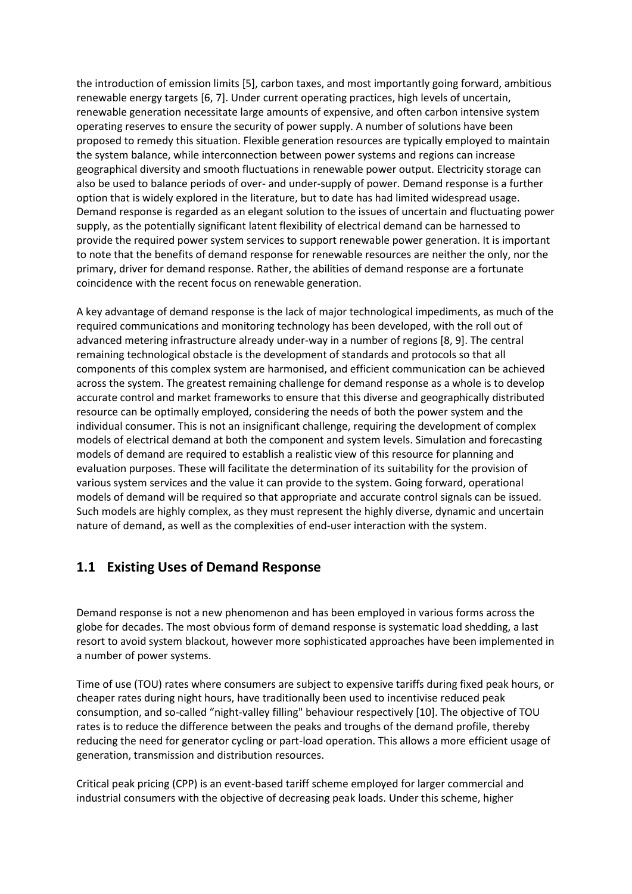the introduction of emission limits [5], carbon taxes, and most importantly going forward, ambitious renewable energy targets [6, 7]. Under current operating practices, high levels of uncertain, renewable generation necessitate large amounts of expensive, and often carbon intensive system operating reserves to ensure the security of power supply. A number of solutions have been proposed to remedy this situation. Flexible generation resources are typically employed to maintain the system balance, while interconnection between power systems and regions can increase geographical diversity and smooth fluctuations in renewable power output. Electricity storage can also be used to balance periods of over- and under-supply of power. Demand response is a further option that is widely explored in the literature, but to date has had limited widespread usage. Demand response is regarded as an elegant solution to the issues of uncertain and fluctuating power supply, as the potentially significant latent flexibility of electrical demand can be harnessed to provide the required power system services to support renewable power generation. It is important to note that the benefits of demand response for renewable resources are neither the only, nor the primary, driver for demand response. Rather, the abilities of demand response are a fortunate coincidence with the recent focus on renewable generation.

A key advantage of demand response is the lack of major technological impediments, as much of the required communications and monitoring technology has been developed, with the roll out of advanced metering infrastructure already under-way in a number of regions [8, 9]. The central remaining technological obstacle is the development of standards and protocols so that all components of this complex system are harmonised, and efficient communication can be achieved across the system. The greatest remaining challenge for demand response as a whole is to develop accurate control and market frameworks to ensure that this diverse and geographically distributed resource can be optimally employed, considering the needs of both the power system and the individual consumer. This is not an insignificant challenge, requiring the development of complex models of electrical demand at both the component and system levels. Simulation and forecasting models of demand are required to establish a realistic view of this resource for planning and evaluation purposes. These will facilitate the determination of its suitability for the provision of various system services and the value it can provide to the system. Going forward, operational models of demand will be required so that appropriate and accurate control signals can be issued. Such models are highly complex, as they must represent the highly diverse, dynamic and uncertain nature of demand, as well as the complexities of end-user interaction with the system.

## 1.1 Existing Uses of Demand Response

Demand response is not a new phenomenon and has been employed in various forms across the globe for decades. The most obvious form of demand response is systematic load shedding, a last resort to avoid system blackout, however more sophisticated approaches have been implemented in a number of power systems.

Time of use (TOU) rates where consumers are subject to expensive tariffs during fixed peak hours, or cheaper rates during night hours, have traditionally been used to incentivise reduced peak consumption, and so-called "night-valley filling" behaviour respectively [10]. The objective of TOU rates is to reduce the difference between the peaks and troughs of the demand profile, thereby reducing the need for generator cycling or part-load operation. This allows a more efficient usage of generation, transmission and distribution resources.

Critical peak pricing (CPP) is an event-based tariff scheme employed for larger commercial and industrial consumers with the objective of decreasing peak loads. Under this scheme, higher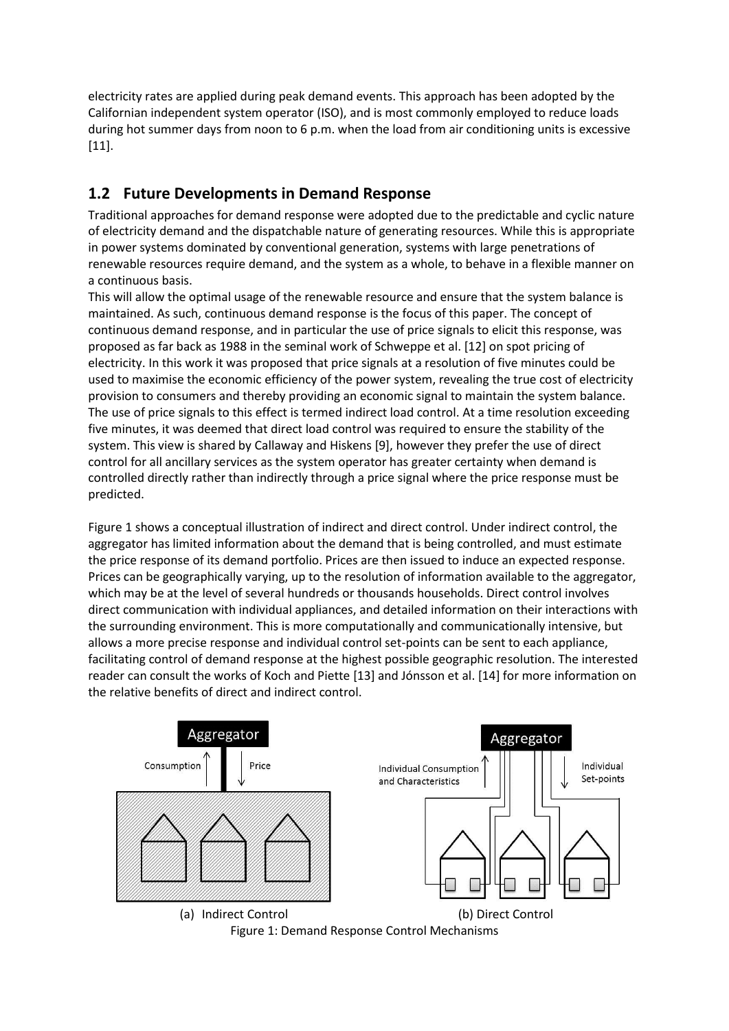electricity rates are applied during peak demand events. This approach has been adopted by the Californian independent system operator (ISO), and is most commonly employed to reduce loads during hot summer days from noon to 6 p.m. when the load from air conditioning units is excessive [11].

## 1.2 Future Developments in Demand Response

Traditional approaches for demand response were adopted due to the predictable and cyclic nature of electricity demand and the dispatchable nature of generating resources. While this is appropriate in power systems dominated by conventional generation, systems with large penetrations of renewable resources require demand, and the system as a whole, to behave in a flexible manner on a continuous basis.

This will allow the optimal usage of the renewable resource and ensure that the system balance is maintained. As such, continuous demand response is the focus of this paper. The concept of continuous demand response, and in particular the use of price signals to elicit this response, was proposed as far back as 1988 in the seminal work of Schweppe et al. [12] on spot pricing of electricity. In this work it was proposed that price signals at a resolution of five minutes could be used to maximise the economic efficiency of the power system, revealing the true cost of electricity provision to consumers and thereby providing an economic signal to maintain the system balance. The use of price signals to this effect is termed indirect load control. At a time resolution exceeding five minutes, it was deemed that direct load control was required to ensure the stability of the system. This view is shared by Callaway and Hiskens [9], however they prefer the use of direct control for all ancillary services as the system operator has greater certainty when demand is controlled directly rather than indirectly through a price signal where the price response must be predicted.

Figure 1 shows a conceptual illustration of indirect and direct control. Under indirect control, the aggregator has limited information about the demand that is being controlled, and must estimate the price response of its demand portfolio. Prices are then issued to induce an expected response. Prices can be geographically varying, up to the resolution of information available to the aggregator, which may be at the level of several hundreds or thousands households. Direct control involves direct communication with individual appliances, and detailed information on their interactions with the surrounding environment. This is more computationally and communicationally intensive, but allows a more precise response and individual control set-points can be sent to each appliance, facilitating control of demand response at the highest possible geographic resolution. The interested reader can consult the works of Koch and Piette [13] and Jónsson et al. [14] for more information on the relative benefits of direct and indirect control.

(a) Indirect Control (b) Direct Control

Figure 1: Demand Response Control Mechanisms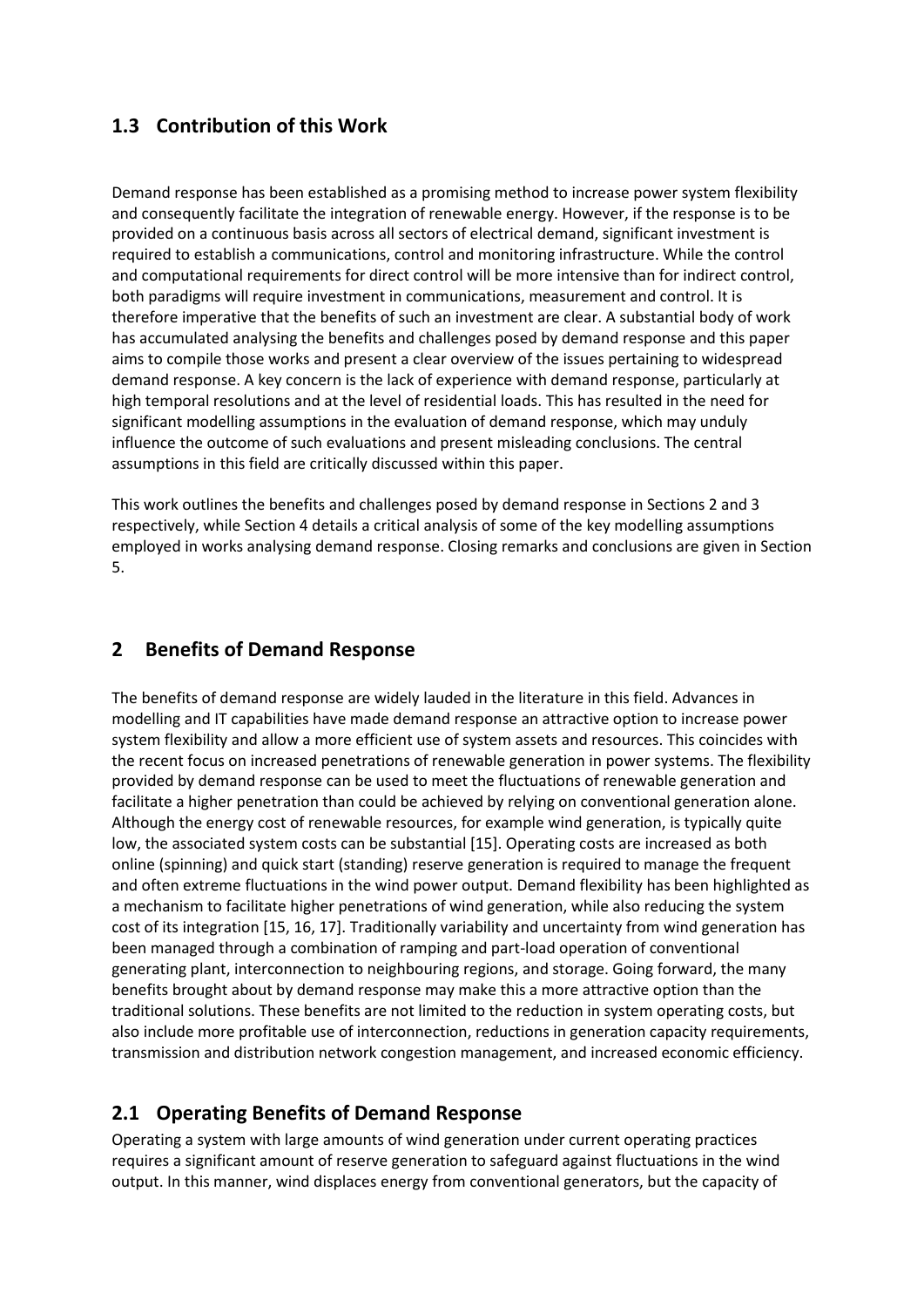## 1.3 Contribution of this Work

Demand response has been established as a promising method to increase power system flexibility and consequently facilitate the integration of renewable energy. However, if the response is to be provided on a continuous basis across all sectors of electrical demand, significant investment is required to establish a communications, control and monitoring infrastructure. While the control and computational requirements for direct control will be more intensive than for indirect control, both paradigms will require investment in communications, measurement and control. It is therefore imperative that the benefits of such an investment are clear. A substantial body of work has accumulated analysing the benefits and challenges posed by demand response and this paper aims to compile those works and present a clear overview of the issues pertaining to widespread demand response. A key concern is the lack of experience with demand response, particularly at high temporal resolutions and at the level of residential loads. This has resulted in the need for significant modelling assumptions in the evaluation of demand response, which may unduly influence the outcome of such evaluations and present misleading conclusions. The central assumptions in this field are critically discussed within this paper.

This work outlines the benefits and challenges posed by demand response in Sections 2 and 3 respectively, while Section 4 details a critical analysis of some of the key modelling assumptions employed in works analysing demand response. Closing remarks and conclusions are given in Section 5.

# 2 Benefits of Demand Response

The benefits of demand response are widely lauded in the literature in this field. Advances in modelling and IT capabilities have made demand response an attractive option to increase power system flexibility and allow a more efficient use of system assets and resources. This coincides with the recent focus on increased penetrations of renewable generation in power systems. The flexibility provided by demand response can be used to meet the fluctuations of renewable generation and facilitate a higher penetration than could be achieved by relying on conventional generation alone. Although the energy cost of renewable resources, for example wind generation, is typically quite low, the associated system costs can be substantial [15]. Operating costs are increased as both online (spinning) and quick start (standing) reserve generation is required to manage the frequent and often extreme fluctuations in the wind power output. Demand flexibility has been highlighted as a mechanism to facilitate higher penetrations of wind generation, while also reducing the system cost of its integration [15, 16, 17]. Traditionally variability and uncertainty from wind generation has been managed through a combination of ramping and part-load operation of conventional generating plant, interconnection to neighbouring regions, and storage. Going forward, the many benefits brought about by demand response may make this a more attractive option than the traditional solutions. These benefits are not limited to the reduction in system operating costs, but also include more profitable use of interconnection, reductions in generation capacity requirements, transmission and distribution network congestion management, and increased economic efficiency.

## 2.1 Operating Benefits of Demand Response

Operating a system with large amounts of wind generation under current operating practices requires a significant amount of reserve generation to safeguard against fluctuations in the wind output. In this manner, wind displaces energy from conventional generators, but the capacity of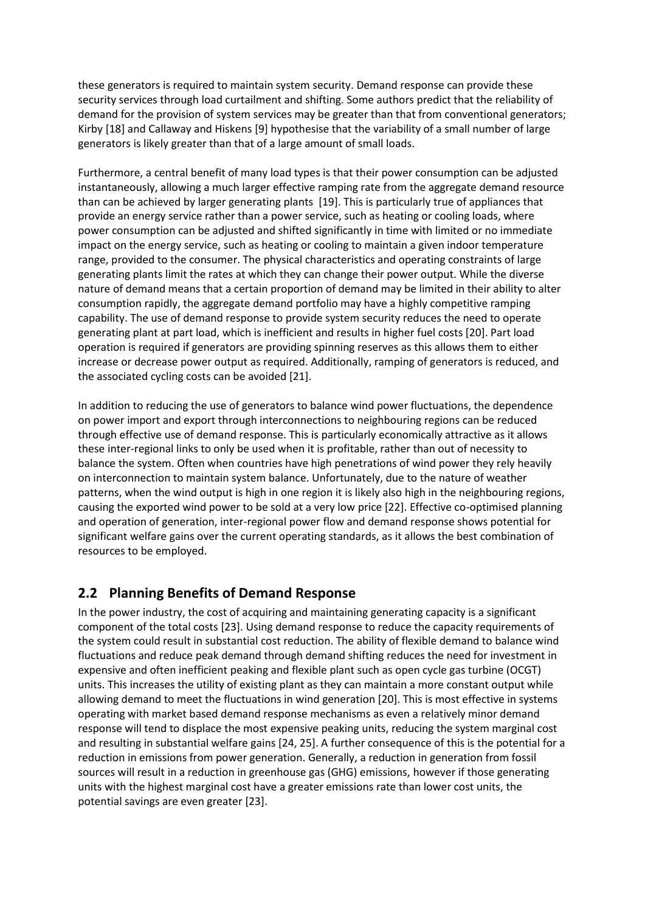these generators is required to maintain system security. Demand response can provide these security services through load curtailment and shifting. Some authors predict that the reliability of demand for the provision of system services may be greater than that from conventional generators; Kirby [18] and Callaway and Hiskens [9] hypothesise that the variability of a small number of large generators is likely greater than that of a large amount of small loads.

Furthermore, a central benefit of many load types is that their power consumption can be adjusted instantaneously, allowing a much larger effective ramping rate from the aggregate demand resource than can be achieved by larger generating plants [19]. This is particularly true of appliances that provide an energy service rather than a power service, such as heating or cooling loads, where power consumption can be adjusted and shifted significantly in time with limited or no immediate impact on the energy service, such as heating or cooling to maintain a given indoor temperature range, provided to the consumer. The physical characteristics and operating constraints of large generating plants limit the rates at which they can change their power output. While the diverse nature of demand means that a certain proportion of demand may be limited in their ability to alter consumption rapidly, the aggregate demand portfolio may have a highly competitive ramping capability. The use of demand response to provide system security reduces the need to operate generating plant at part load, which is inefficient and results in higher fuel costs [20]. Part load operation is required if generators are providing spinning reserves as this allows them to either increase or decrease power output as required. Additionally, ramping of generators is reduced, and the associated cycling costs can be avoided [21].

In addition to reducing the use of generators to balance wind power fluctuations, the dependence on power import and export through interconnections to neighbouring regions can be reduced through effective use of demand response. This is particularly economically attractive as it allows these inter-regional links to only be used when it is profitable, rather than out of necessity to balance the system. Often when countries have high penetrations of wind power they rely heavily on interconnection to maintain system balance. Unfortunately, due to the nature of weather patterns, when the wind output is high in one region it is likely also high in the neighbouring regions, causing the exported wind power to be sold at a very low price [22]. Effective co-optimised planning and operation of generation, inter-regional power flow and demand response shows potential for significant welfare gains over the current operating standards, as it allows the best combination of resources to be employed.

## 2.2 Planning Benefits of Demand Response

In the power industry, the cost of acquiring and maintaining generating capacity is a significant component of the total costs [23]. Using demand response to reduce the capacity requirements of the system could result in substantial cost reduction. The ability of flexible demand to balance wind fluctuations and reduce peak demand through demand shifting reduces the need for investment in expensive and often inefficient peaking and flexible plant such as open cycle gas turbine (OCGT) units. This increases the utility of existing plant as they can maintain a more constant output while allowing demand to meet the fluctuations in wind generation [20]. This is most effective in systems operating with market based demand response mechanisms as even a relatively minor demand response will tend to displace the most expensive peaking units, reducing the system marginal cost and resulting in substantial welfare gains [24, 25]. A further consequence of this is the potential for a reduction in emissions from power generation. Generally, a reduction in generation from fossil sources will result in a reduction in greenhouse gas (GHG) emissions, however if those generating units with the highest marginal cost have a greater emissions rate than lower cost units, the potential savings are even greater [23].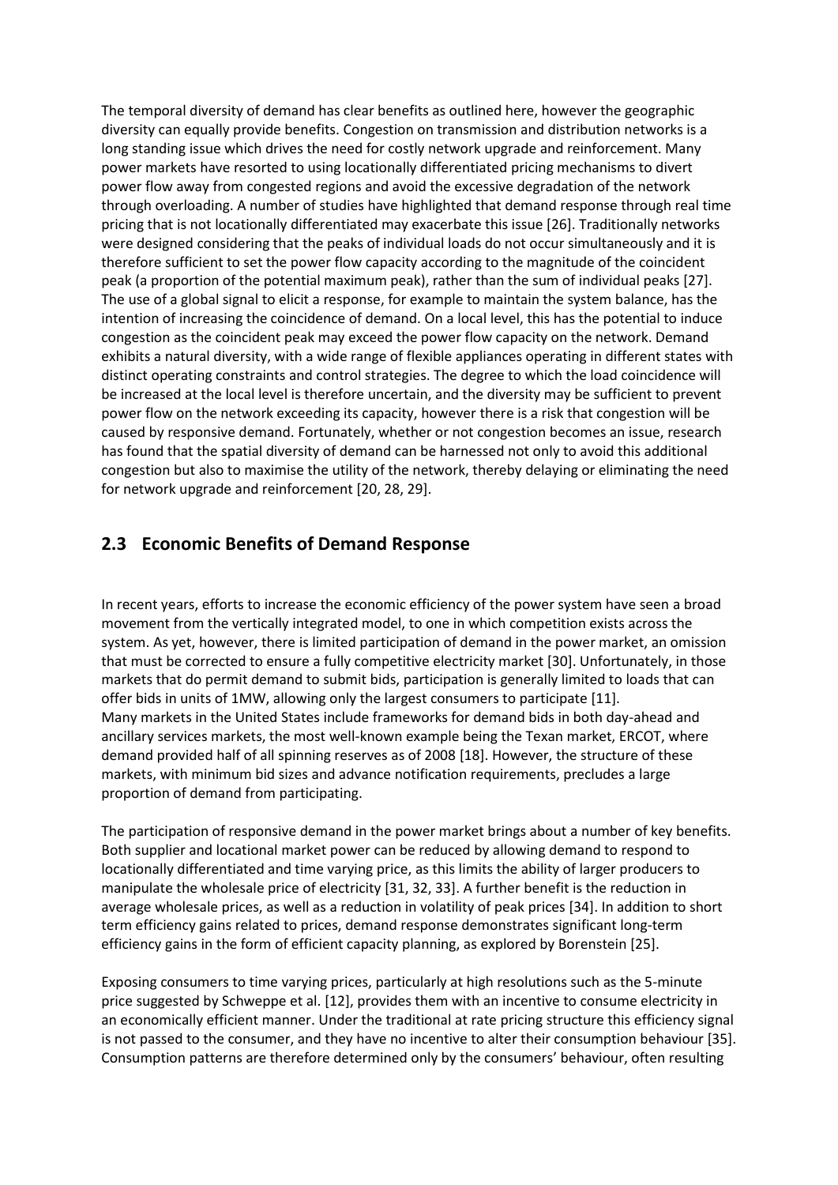The temporal diversity of demand has clear benefits as outlined here, however the geographic diversity can equally provide benefits. Congestion on transmission and distribution networks is a long standing issue which drives the need for costly network upgrade and reinforcement. Many power markets have resorted to using locationally differentiated pricing mechanisms to divert power flow away from congested regions and avoid the excessive degradation of the network through overloading. A number of studies have highlighted that demand response through real time pricing that is not locationally differentiated may exacerbate this issue [26]. Traditionally networks were designed considering that the peaks of individual loads do not occur simultaneously and it is therefore sufficient to set the power flow capacity according to the magnitude of the coincident peak (a proportion of the potential maximum peak), rather than the sum of individual peaks [27]. The use of a global signal to elicit a response, for example to maintain the system balance, has the intention of increasing the coincidence of demand. On a local level, this has the potential to induce congestion as the coincident peak may exceed the power flow capacity on the network. Demand exhibits a natural diversity, with a wide range of flexible appliances operating in different states with distinct operating constraints and control strategies. The degree to which the load coincidence will be increased at the local level is therefore uncertain, and the diversity may be sufficient to prevent power flow on the network exceeding its capacity, however there is a risk that congestion will be caused by responsive demand. Fortunately, whether or not congestion becomes an issue, research has found that the spatial diversity of demand can be harnessed not only to avoid this additional congestion but also to maximise the utility of the network, thereby delaying or eliminating the need for network upgrade and reinforcement [20, 28, 29].

## 2.3 Economic Benefits of Demand Response

In recent years, efforts to increase the economic efficiency of the power system have seen a broad movement from the vertically integrated model, to one in which competition exists across the system. As yet, however, there is limited participation of demand in the power market, an omission that must be corrected to ensure a fully competitive electricity market [30]. Unfortunately, in those markets that do permit demand to submit bids, participation is generally limited to loads that can offer bids in units of 1MW, allowing only the largest consumers to participate [11].
Many markets in the United States include frameworks for demand bids in both day-ahead and ancillary services markets, the most well-known example being the Texan market, ERCOT, where demand provided half of all spinning reserves as of 2008 [18]. However, the structure of these markets, with minimum bid sizes and advance notification requirements, precludes a large proportion of demand from participating.

The participation of responsive demand in the power market brings about a number of key benefits. Both supplier and locational market power can be reduced by allowing demand to respond to locationally differentiated and time varying price, as this limits the ability of larger producers to manipulate the wholesale price of electricity [31, 32, 33]. A further benefit is the reduction in average wholesale prices, as well as a reduction in volatility of peak prices [34]. In addition to short term efficiency gains related to prices, demand response demonstrates significant long-term efficiency gains in the form of efficient capacity planning, as explored by Borenstein [25].

Exposing consumers to time varying prices, particularly at high resolutions such as the 5-minute price suggested by Schweppe et al. [12], provides them with an incentive to consume electricity in an economically efficient manner. Under the traditional at rate pricing structure this efficiency signal is not passed to the consumer, and they have no incentive to alter their consumption behaviour [35]. Consumption patterns are therefore determined only by the consumers' behaviour, often resulting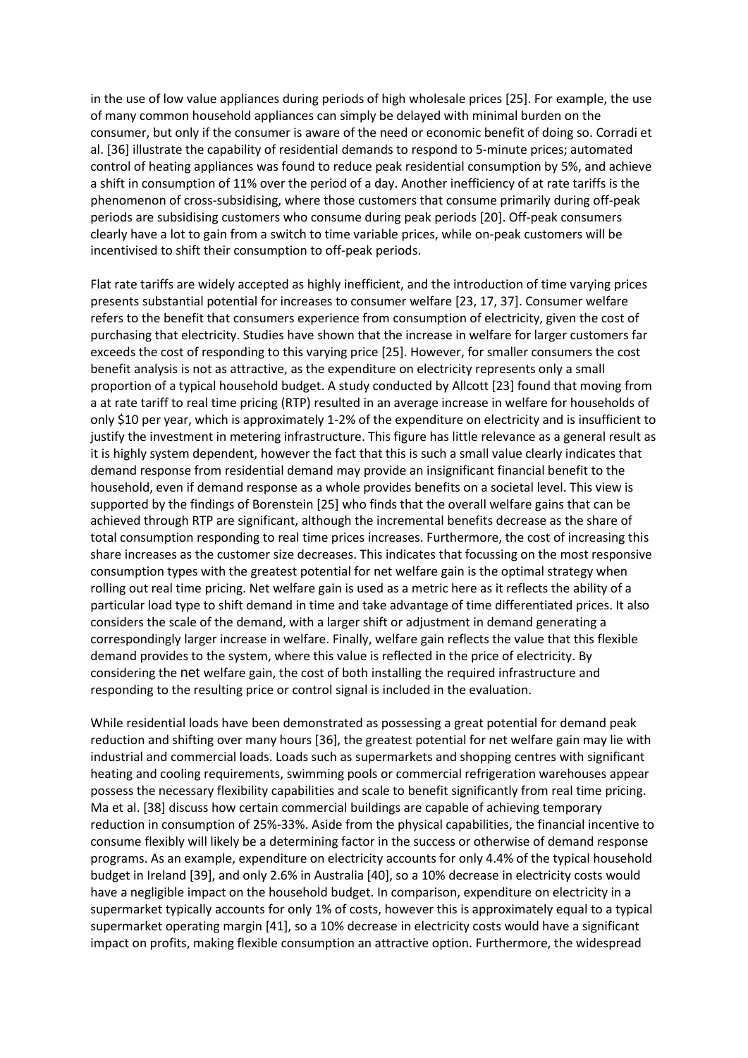in the use of low value appliances during periods of high wholesale prices [25]. For example, the use of many common household appliances can simply be delayed with minimal burden on the consumer, but only if the consumer is aware of the need or economic benefit of doing so. Corradi et al. [36] illustrate the capability of residential demands to respond to 5-minute prices; automated control of heating appliances was found to reduce peak residential consumption by 5%, and achieve a shift in consumption of 11% over the period of a day. Another inefficiency of at rate tariffs is the phenomenon of cross-subsidising, where those customers that consume primarily during off-peak periods are subsidising customers who consume during peak periods [20]. Off-peak consumers clearly have a lot to gain from a switch to time variable prices, while on-peak customers will be incentivised to shift their consumption to off-peak periods.

Flat rate tariffs are widely accepted as highly inefficient, and the introduction of time varying prices presents substantial potential for increases to consumer welfare [23, 17, 37]. Consumer welfare refers to the benefit that consumers experience from consumption of electricity, given the cost of purchasing that electricity. Studies have shown that the increase in welfare for larger customers far exceeds the cost of responding to this varying price [25]. However, for smaller consumers the cost benefit analysis is not as attractive, as the expenditure on electricity represents only a small proportion of a typical household budget. A study conducted by Allcott [23] found that moving from a at rate tariff to real time pricing (RTP) resulted in an average increase in welfare for households of only $10 per year, which is approximately 1-2% of the expenditure on electricity and is insufficient to justify the investment in metering infrastructure. This figure has little relevance as a general result as it is highly system dependent, however the fact that this is such a small value clearly indicates that demand response from residential demand may provide an insignificant financial benefit to the household, even if demand response as a whole provides benefits on a societal level. This view is supported by the findings of Borenstein [25] who finds that the overall welfare gains that can be achieved through RTP are significant, although the incremental benefits decrease as the share of total consumption responding to real time prices increases. Furthermore, the cost of increasing this share increases as the customer size decreases. This indicates that focussing on the most responsive consumption types with the greatest potential for net welfare gain is the optimal strategy when rolling out real time pricing. Net welfare gain is used as a metric here as it reflects the ability of a particular load type to shift demand in time and take advantage of time differentiated prices. It also considers the scale of the demand, with a larger shift or adjustment in demand generating a correspondingly larger increase in welfare. Finally, welfare gain reflects the value that this flexible demand provides to the system, where this value is reflected in the price of electricity. By considering the net welfare gain, the cost of both installing the required infrastructure and responding to the resulting price or control signal is included in the evaluation.

While residential loads have been demonstrated as possessing a great potential for demand peak reduction and shifting over many hours [36], the greatest potential for net welfare gain may lie with industrial and commercial loads. Loads such as supermarkets and shopping centres with significant heating and cooling requirements, swimming pools or commercial refrigeration warehouses appear possess the necessary flexibility capabilities and scale to benefit significantly from real time pricing. Ma et al. [38] discuss how certain commercial buildings are capable of achieving temporary reduction in consumption of 25%-33%. Aside from the physical capabilities, the financial incentive to consume flexibly will likely be a determining factor in the success or otherwise of demand response programs. As an example, expenditure on electricity accounts for only 4.4% of the typical household budget in Ireland [39], and only 2.6% in Australia [40], so a 10% decrease in electricity costs would have a negligible impact on the household budget. In comparison, expenditure on electricity in a supermarket typically accounts for only 1% of costs, however this is approximately equal to a typical supermarket operating margin [41], so a 10% decrease in electricity costs would have a significant impact on profits, making flexible consumption an attractive option. Furthermore, the widespread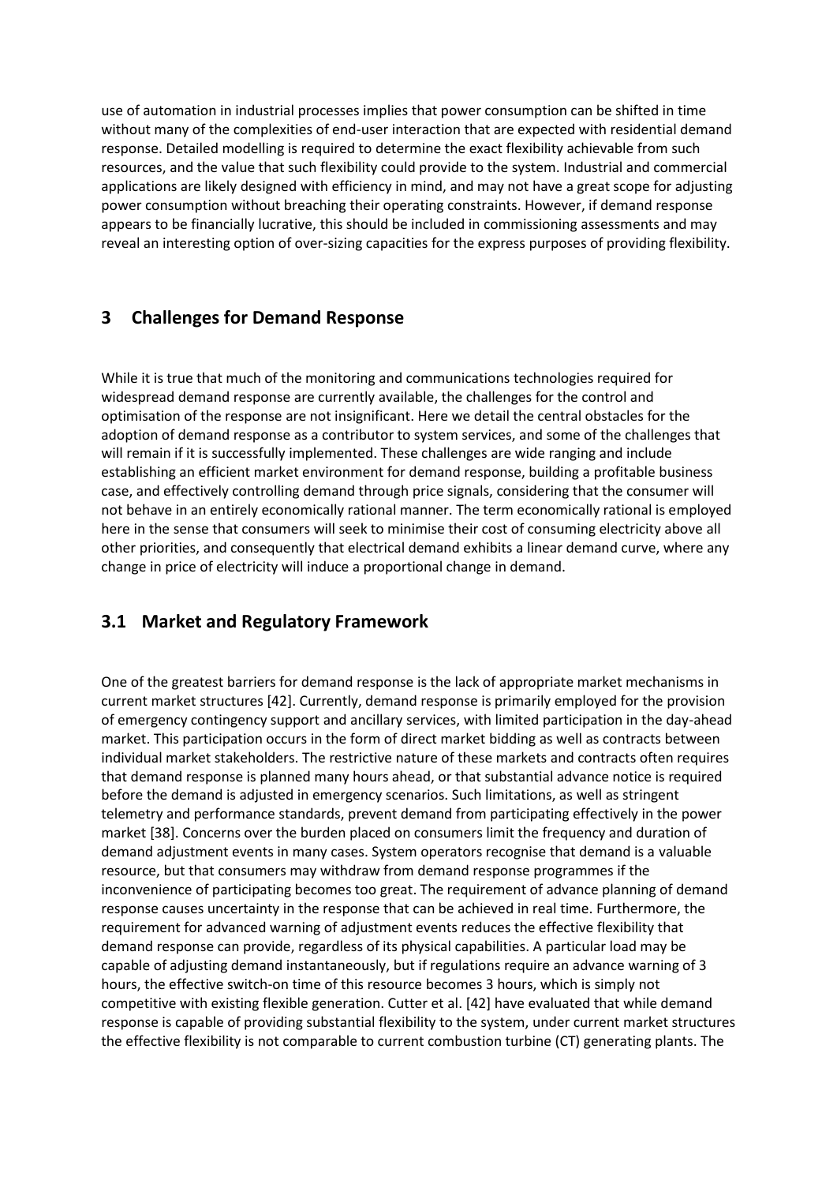use of automation in industrial processes implies that power consumption can be shifted in time without many of the complexities of end-user interaction that are expected with residential demand response. Detailed modelling is required to determine the exact flexibility achievable from such resources, and the value that such flexibility could provide to the system. Industrial and commercial applications are likely designed with efficiency in mind, and may not have a great scope for adjusting power consumption without breaching their operating constraints. However, if demand response appears to be financially lucrative, this should be included in commissioning assessments and may reveal an interesting option of over-sizing capacities for the express purposes of providing flexibility.

# 3 Challenges for Demand Response

While it is true that much of the monitoring and communications technologies required for widespread demand response are currently available, the challenges for the control and optimisation of the response are not insignificant. Here we detail the central obstacles for the adoption of demand response as a contributor to system services, and some of the challenges that will remain if it is successfully implemented. These challenges are wide ranging and include establishing an efficient market environment for demand response, building a profitable business case, and effectively controlling demand through price signals, considering that the consumer will not behave in an entirely economically rational manner. The term economically rational is employed here in the sense that consumers will seek to minimise their cost of consuming electricity above all other priorities, and consequently that electrical demand exhibits a linear demand curve, where any change in price of electricity will induce a proportional change in demand.

## 3.1 Market and Regulatory Framework

One of the greatest barriers for demand response is the lack of appropriate market mechanisms in current market structures [42]. Currently, demand response is primarily employed for the provision of emergency contingency support and ancillary services, with limited participation in the day-ahead market. This participation occurs in the form of direct market bidding as well as contracts between individual market stakeholders. The restrictive nature of these markets and contracts often requires that demand response is planned many hours ahead, or that substantial advance notice is required before the demand is adjusted in emergency scenarios. Such limitations, as well as stringent telemetry and performance standards, prevent demand from participating effectively in the power market [38]. Concerns over the burden placed on consumers limit the frequency and duration of demand adjustment events in many cases. System operators recognise that demand is a valuable resource, but that consumers may withdraw from demand response programmes if the inconvenience of participating becomes too great. The requirement of advance planning of demand response causes uncertainty in the response that can be achieved in real time. Furthermore, the requirement for advanced warning of adjustment events reduces the effective flexibility that demand response can provide, regardless of its physical capabilities. A particular load may be capable of adjusting demand instantaneously, but if regulations require an advance warning of 3 hours, the effective switch-on time of this resource becomes 3 hours, which is simply not competitive with existing flexible generation. Cutter et al. [42] have evaluated that while demand response is capable of providing substantial flexibility to the system, under current market structures the effective flexibility is not comparable to current combustion turbine (CT) generating plants. The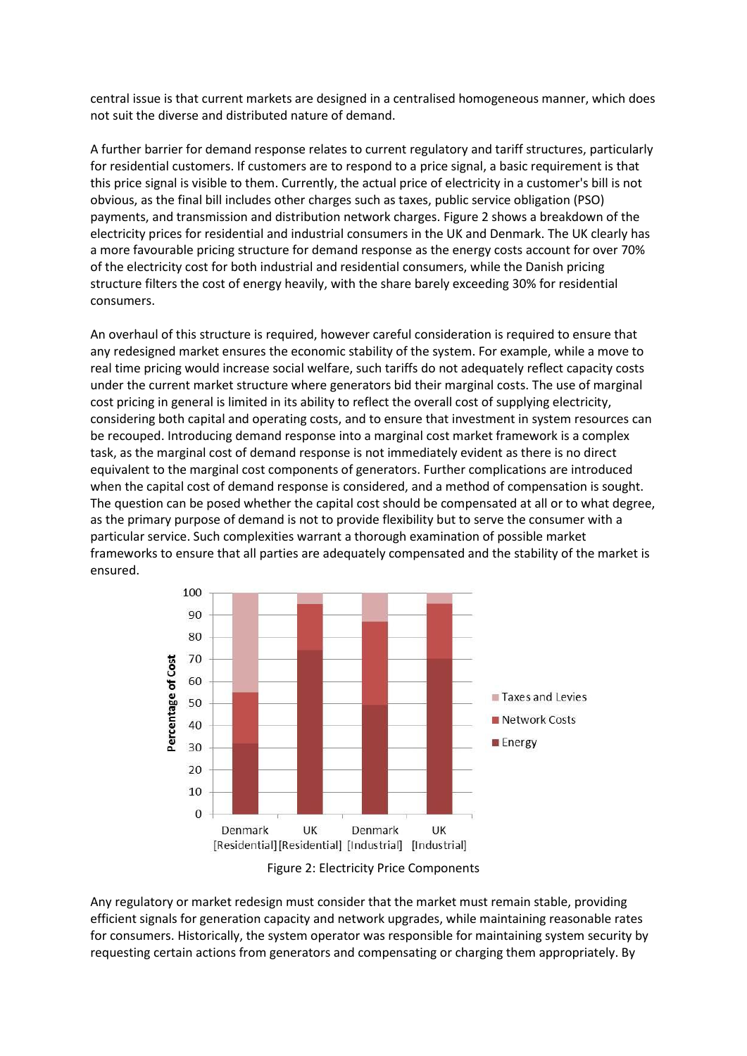central issue is that current markets are designed in a centralised homogeneous manner, which does not suit the diverse and distributed nature of demand.

A further barrier for demand response relates to current regulatory and tariff structures, particularly for residential customers. If customers are to respond to a price signal, a basic requirement is that this price signal is visible to them. Currently, the actual price of electricity in a customer's bill is not obvious, as the final bill includes other charges such as taxes, public service obligation (PSO) payments, and transmission and distribution network charges. Figure 2 shows a breakdown of the electricity prices for residential and industrial consumers in the UK and Denmark. The UK clearly has a more favourable pricing structure for demand response as the energy costs account for over 70% of the electricity cost for both industrial and residential consumers, while the Danish pricing structure filters the cost of energy heavily, with the share barely exceeding 30% for residential consumers.

An overhaul of this structure is required, however careful consideration is required to ensure that any redesigned market ensures the economic stability of the system. For example, while a move to real time pricing would increase social welfare, such tariffs do not adequately reflect capacity costs under the current market structure where generators bid their marginal costs. The use of marginal cost pricing in general is limited in its ability to reflect the overall cost of supplying electricity, considering both capital and operating costs, and to ensure that investment in system resources can be recouped. Introducing demand response into a marginal cost market framework is a complex task, as the marginal cost of demand response is not immediately evident as there is no direct equivalent to the marginal cost components of generators. Further complications are introduced when the capital cost of demand response is considered, and a method of compensation is sought. The question can be posed whether the capital cost should be compensated at all or to what degree, as the primary purpose of demand is not to provide flexibility but to serve the consumer with a particular service. Such complexities warrant a thorough examination of possible market frameworks to ensure that all parties are adequately compensated and the stability of the market is ensured.

Figure 2: Electricity Price Components

Any regulatory or market redesign must consider that the market must remain stable, providing efficient signals for generation capacity and network upgrades, while maintaining reasonable rates for consumers. Historically, the system operator was responsible for maintaining system security by requesting certain actions from generators and compensating or charging them appropriately. By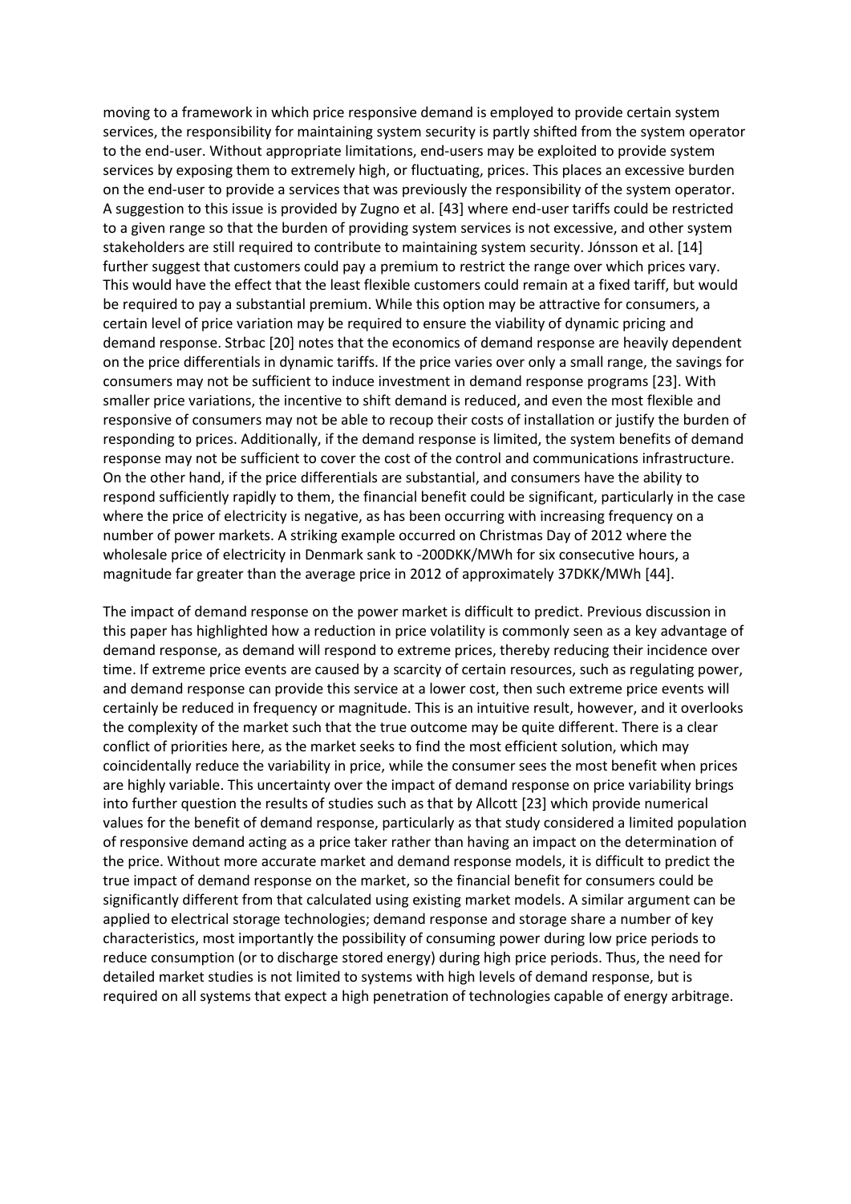moving to a framework in which price responsive demand is employed to provide certain system services, the responsibility for maintaining system security is partly shifted from the system operator to the end-user. Without appropriate limitations, end-users may be exploited to provide system services by exposing them to extremely high, or fluctuating, prices. This places an excessive burden on the end-user to provide a services that was previously the responsibility of the system operator. A suggestion to this issue is provided by Zugno et al. [43] where end-user tariffs could be restricted to a given range so that the burden of providing system services is not excessive, and other system stakeholders are still required to contribute to maintaining system security. Jónsson et al. [14] further suggest that customers could pay a premium to restrict the range over which prices vary. This would have the effect that the least flexible customers could remain at a fixed tariff, but would be required to pay a substantial premium. While this option may be attractive for consumers, a certain level of price variation may be required to ensure the viability of dynamic pricing and demand response. Strbac [20] notes that the economics of demand response are heavily dependent on the price differentials in dynamic tariffs. If the price varies over only a small range, the savings for consumers may not be sufficient to induce investment in demand response programs [23]. With smaller price variations, the incentive to shift demand is reduced, and even the most flexible and responsive of consumers may not be able to recoup their costs of installation or justify the burden of responding to prices. Additionally, if the demand response is limited, the system benefits of demand response may not be sufficient to cover the cost of the control and communications infrastructure. On the other hand, if the price differentials are substantial, and consumers have the ability to respond sufficiently rapidly to them, the financial benefit could be significant, particularly in the case where the price of electricity is negative, as has been occurring with increasing frequency on a number of power markets. A striking example occurred on Christmas Day of 2012 where the wholesale price of electricity in Denmark sank to -200DKK/MWh for six consecutive hours, a magnitude far greater than the average price in 2012 of approximately 37DKK/MWh [44].

The impact of demand response on the power market is difficult to predict. Previous discussion in this paper has highlighted how a reduction in price volatility is commonly seen as a key advantage of demand response, as demand will respond to extreme prices, thereby reducing their incidence over time. If extreme price events are caused by a scarcity of certain resources, such as regulating power, and demand response can provide this service at a lower cost, then such extreme price events will certainly be reduced in frequency or magnitude. This is an intuitive result, however, and it overlooks the complexity of the market such that the true outcome may be quite different. There is a clear conflict of priorities here, as the market seeks to find the most efficient solution, which may coincidentally reduce the variability in price, while the consumer sees the most benefit when prices are highly variable. This uncertainty over the impact of demand response on price variability brings into further question the results of studies such as that by Allcott [23] which provide numerical values for the benefit of demand response, particularly as that study considered a limited population of responsive demand acting as a price taker rather than having an impact on the determination of the price. Without more accurate market and demand response models, it is difficult to predict the true impact of demand response on the market, so the financial benefit for consumers could be significantly different from that calculated using existing market models. A similar argument can be applied to electrical storage technologies; demand response and storage share a number of key characteristics, most importantly the possibility of consuming power during low price periods to reduce consumption (or to discharge stored energy) during high price periods. Thus, the need for detailed market studies is not limited to systems with high levels of demand response, but is required on all systems that expect a high penetration of technologies capable of energy arbitrage.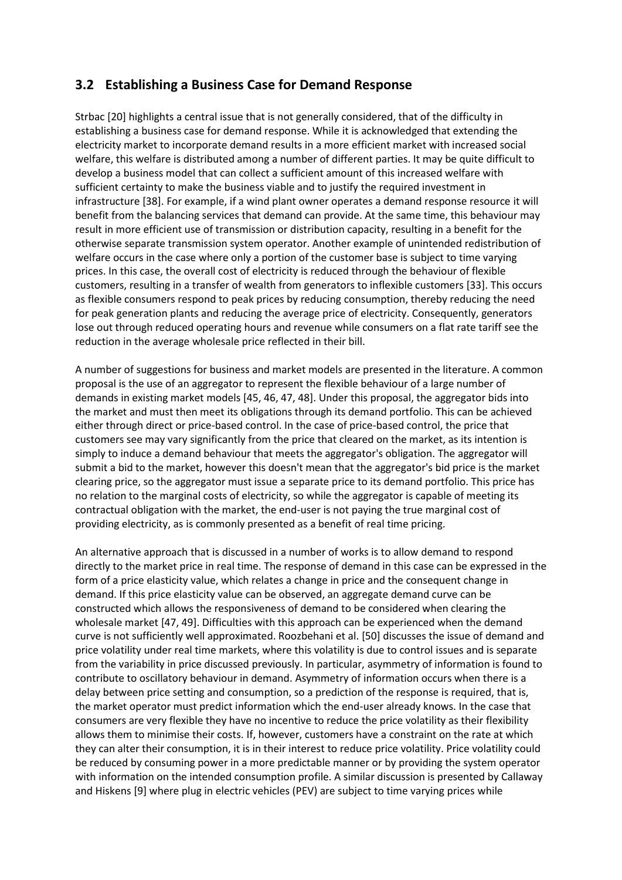## 3.2 Establishing a Business Case for Demand Response

Strbac [20] highlights a central issue that is not generally considered, that of the difficulty in establishing a business case for demand response. While it is acknowledged that extending the electricity market to incorporate demand results in a more efficient market with increased social welfare, this welfare is distributed among a number of different parties. It may be quite difficult to develop a business model that can collect a sufficient amount of this increased welfare with sufficient certainty to make the business viable and to justify the required investment in infrastructure [38]. For example, if a wind plant owner operates a demand response resource it will benefit from the balancing services that demand can provide. At the same time, this behaviour may result in more efficient use of transmission or distribution capacity, resulting in a benefit for the otherwise separate transmission system operator. Another example of unintended redistribution of welfare occurs in the case where only a portion of the customer base is subject to time varying prices. In this case, the overall cost of electricity is reduced through the behaviour of flexible customers, resulting in a transfer of wealth from generators to inflexible customers [33]. This occurs as flexible consumers respond to peak prices by reducing consumption, thereby reducing the need for peak generation plants and reducing the average price of electricity. Consequently, generators lose out through reduced operating hours and revenue while consumers on a flat rate tariff see the reduction in the average wholesale price reflected in their bill.

A number of suggestions for business and market models are presented in the literature. A common proposal is the use of an aggregator to represent the flexible behaviour of a large number of demands in existing market models [45, 46, 47, 48]. Under this proposal, the aggregator bids into the market and must then meet its obligations through its demand portfolio. This can be achieved either through direct or price-based control. In the case of price-based control, the price that customers see may vary significantly from the price that cleared on the market, as its intention is simply to induce a demand behaviour that meets the aggregator's obligation. The aggregator will submit a bid to the market, however this doesn't mean that the aggregator's bid price is the market clearing price, so the aggregator must issue a separate price to its demand portfolio. This price has no relation to the marginal costs of electricity, so while the aggregator is capable of meeting its contractual obligation with the market, the end-user is not paying the true marginal cost of providing electricity, as is commonly presented as a benefit of real time pricing.

An alternative approach that is discussed in a number of works is to allow demand to respond directly to the market price in real time. The response of demand in this case can be expressed in the form of a price elasticity value, which relates a change in price and the consequent change in demand. If this price elasticity value can be observed, an aggregate demand curve can be constructed which allows the responsiveness of demand to be considered when clearing the wholesale market [47, 49]. Difficulties with this approach can be experienced when the demand curve is not sufficiently well approximated. Roozbehani et al. [50] discusses the issue of demand and price volatility under real time markets, where this volatility is due to control issues and is separate from the variability in price discussed previously. In particular, asymmetry of information is found to contribute to oscillatory behaviour in demand. Asymmetry of information occurs when there is a delay between price setting and consumption, so a prediction of the response is required, that is, the market operator must predict information which the end-user already knows. In the case that consumers are very flexible they have no incentive to reduce the price volatility as their flexibility allows them to minimise their costs. If, however, customers have a constraint on the rate at which they can alter their consumption, it is in their interest to reduce price volatility. Price volatility could be reduced by consuming power in a more predictable manner or by providing the system operator with information on the intended consumption profile. A similar discussion is presented by Callaway and Hiskens [9] where plug in electric vehicles (PEV) are subject to time varying prices while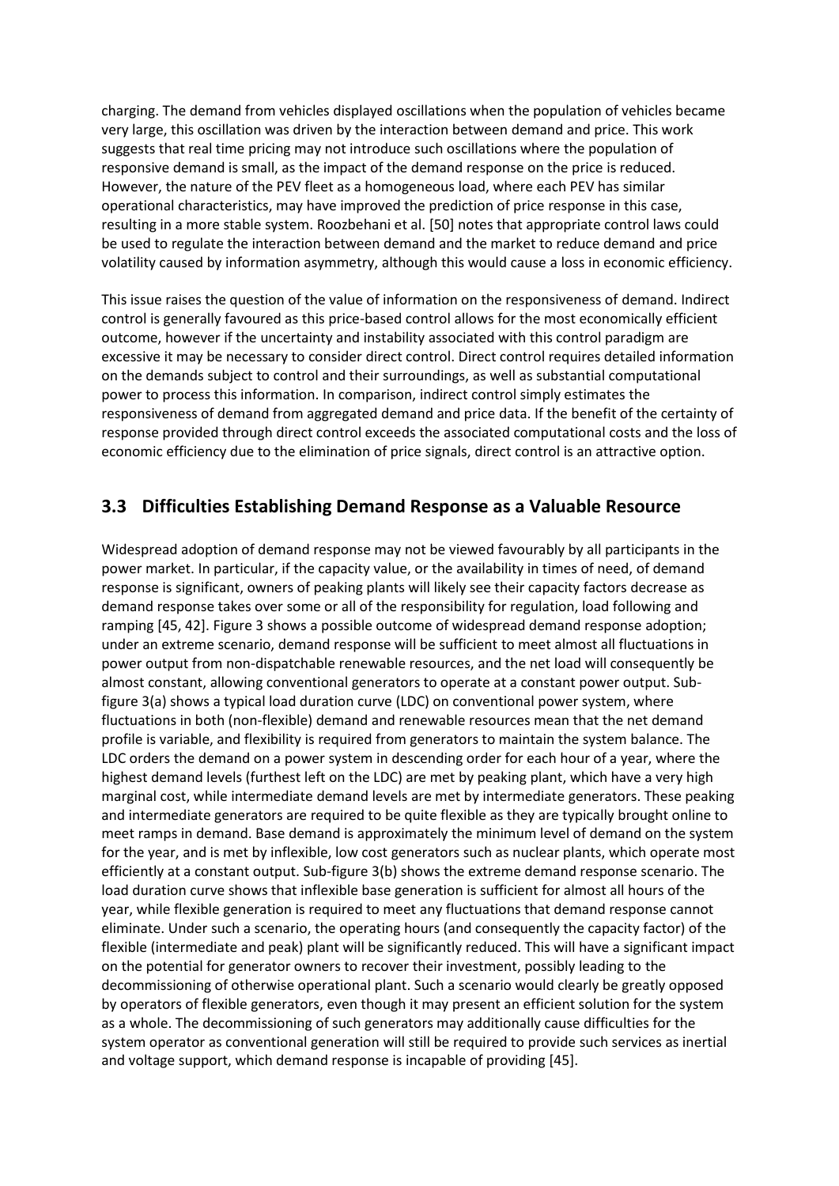charging. The demand from vehicles displayed oscillations when the population of vehicles became very large, this oscillation was driven by the interaction between demand and price. This work suggests that real time pricing may not introduce such oscillations where the population of responsive demand is small, as the impact of the demand response on the price is reduced. However, the nature of the PEV fleet as a homogeneous load, where each PEV has similar operational characteristics, may have improved the prediction of price response in this case, resulting in a more stable system. Roozbehani et al. [50] notes that appropriate control laws could be used to regulate the interaction between demand and the market to reduce demand and price volatility caused by information asymmetry, although this would cause a loss in economic efficiency.

This issue raises the question of the value of information on the responsiveness of demand. Indirect control is generally favoured as this price-based control allows for the most economically efficient outcome, however if the uncertainty and instability associated with this control paradigm are excessive it may be necessary to consider direct control. Direct control requires detailed information on the demands subject to control and their surroundings, as well as substantial computational power to process this information. In comparison, indirect control simply estimates the responsiveness of demand from aggregated demand and price data. If the benefit of the certainty of response provided through direct control exceeds the associated computational costs and the loss of economic efficiency due to the elimination of price signals, direct control is an attractive option.

## 3.3 Difficulties Establishing Demand Response as a Valuable Resource

Widespread adoption of demand response may not be viewed favourably by all participants in the power market. In particular, if the capacity value, or the availability in times of need, of demand response is significant, owners of peaking plants will likely see their capacity factors decrease as demand response takes over some or all of the responsibility for regulation, load following and ramping [45, 42]. Figure 3 shows a possible outcome of widespread demand response adoption; under an extreme scenario, demand response will be sufficient to meet almost all fluctuations in power output from non-dispatchable renewable resources, and the net load will consequently be almost constant, allowing conventional generators to operate at a constant power output. Sub-figure 3(a) shows a typical load duration curve (LDC) on conventional power system, where fluctuations in both (non-flexible) demand and renewable resources mean that the net demand profile is variable, and flexibility is required from generators to maintain the system balance. The LDC orders the demand on a power system in descending order for each hour of a year, where the highest demand levels (furthest left on the LDC) are met by peaking plant, which have a very high marginal cost, while intermediate demand levels are met by intermediate generators. These peaking and intermediate generators are required to be quite flexible as they are typically brought online to meet ramps in demand. Base demand is approximately the minimum level of demand on the system for the year, and is met by inflexible, low cost generators such as nuclear plants, which operate most efficiently at a constant output. Sub-figure 3(b) shows the extreme demand response scenario. The load duration curve shows that inflexible base generation is sufficient for almost all hours of the year, while flexible generation is required to meet any fluctuations that demand response cannot eliminate. Under such a scenario, the operating hours (and consequently the capacity factor) of the flexible (intermediate and peak) plant will be significantly reduced. This will have a significant impact on the potential for generator owners to recover their investment, possibly leading to the decommissioning of otherwise operational plant. Such a scenario would clearly be greatly opposed by operators of flexible generators, even though it may present an efficient solution for the system as a whole. The decommissioning of such generators may additionally cause difficulties for the system operator as conventional generation will still be required to provide such services as inertial and voltage support, which demand response is incapable of providing [45].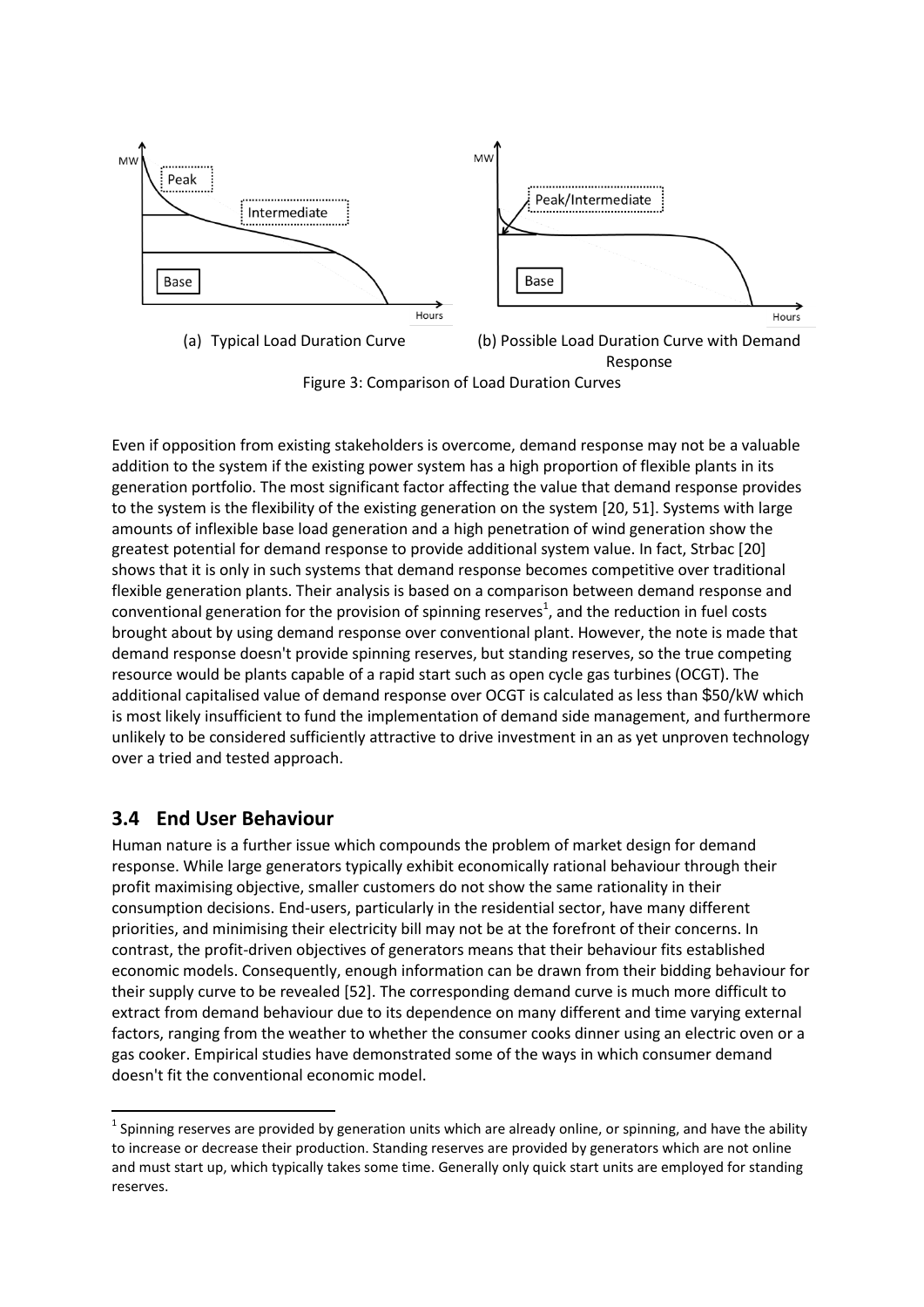(a) Typical Load Duration Curve (b) Possible Load Duration Curve with Demand Response

Figure 3: Comparison of Load Duration Curves

Even if opposition from existing stakeholders is overcome, demand response may not be a valuable addition to the system if the existing power system has a high proportion of flexible plants in its generation portfolio. The most significant factor affecting the value that demand response provides to the system is the flexibility of the existing generation on the system [20, 51]. Systems with large amounts of inflexible base load generation and a high penetration of wind generation show the greatest potential for demand response to provide additional system value. In fact, Strbac [20] shows that it is only in such systems that demand response becomes competitive over traditional flexible generation plants. Their analysis is based on a comparison between demand response and conventional generation for the provision of spinning reserves[1], and the reduction in fuel costs brought about by using demand response over conventional plant. However, the note is made that demand response doesn't provide spinning reserves, but standing reserves, so the true competing resource would be plants capable of a rapid start such as open cycle gas turbines (OCGT). The additional capitalised value of demand response over OCGT is calculated as less than $50/kW which is most likely insufficient to fund the implementation of demand side management, and furthermore unlikely to be considered sufficiently attractive to drive investment in an as yet unproven technology over a tried and tested approach.

## 3.4 End User Behaviour

Human nature is a further issue which compounds the problem of market design for demand response. While large generators typically exhibit economically rational behaviour through their profit maximising objective, smaller customers do not show the same rationality in their consumption decisions. End-users, particularly in the residential sector, have many different priorities, and minimising their electricity bill may not be at the forefront of their concerns. In contrast, the profit-driven objectives of generators means that their behaviour fits established economic models. Consequently, enough information can be drawn from their bidding behaviour for their supply curve to be revealed [52]. The corresponding demand curve is much more difficult to extract from demand behaviour due to its dependence on many different and time varying external factors, ranging from the weather to whether the consumer cooks dinner using an electric oven or a gas cooker. Empirical studies have demonstrated some of the ways in which consumer demand doesn't fit the conventional economic model.

[1] Spinning reserves are provided by generation units which are already online, or spinning, and have the ability to increase or decrease their production. Standing reserves are provided by generators which are not online and must start up, which typically takes some time. Generally only quick start units are employed for standing reserves.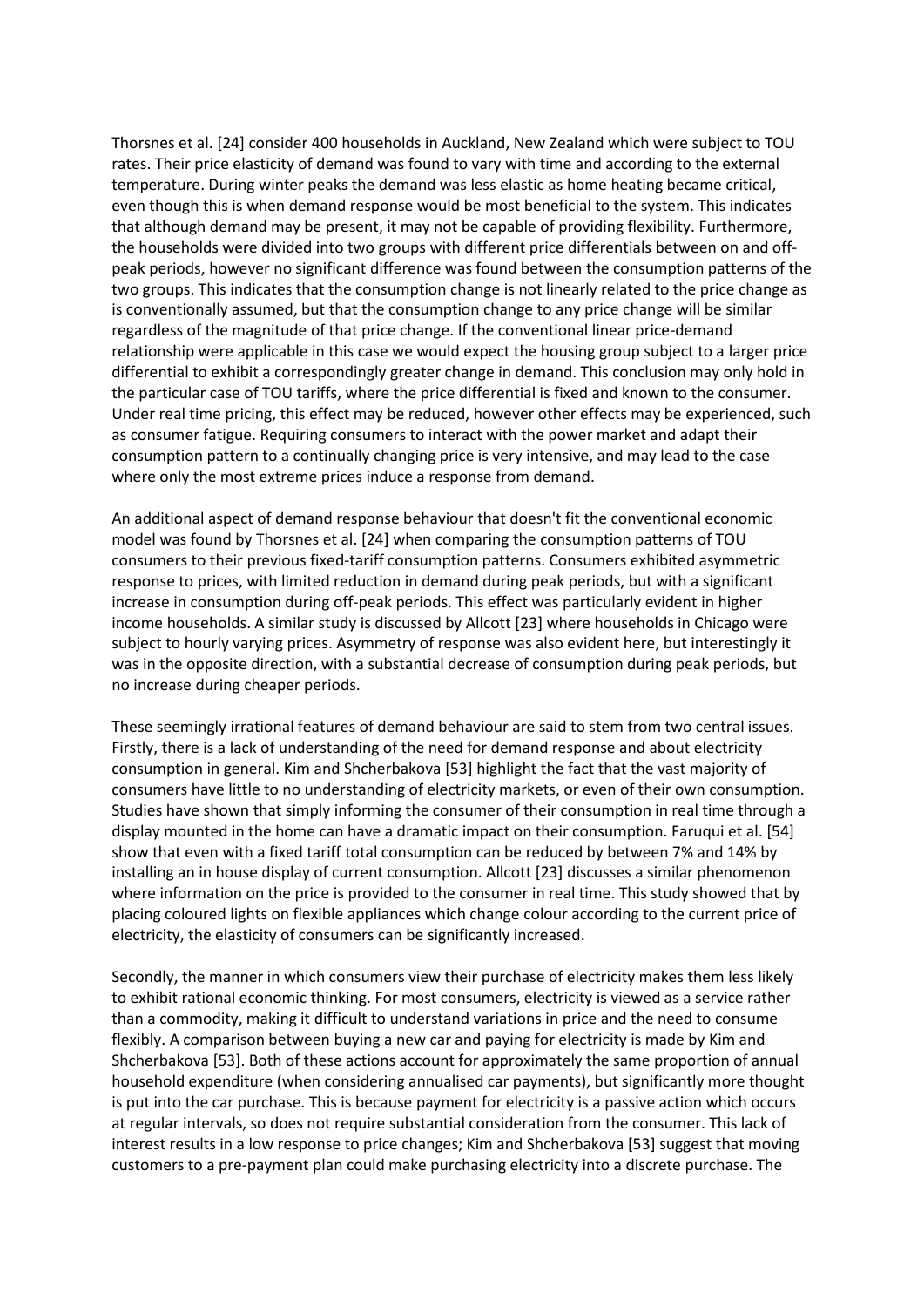Thorsnes et al. [24] consider 400 households in Auckland, New Zealand which were subject to TOU rates. Their price elasticity of demand was found to vary with time and according to the external temperature. During winter peaks the demand was less elastic as home heating became critical, even though this is when demand response would be most beneficial to the system. This indicates that although demand may be present, it may not be capable of providing flexibility. Furthermore, the households were divided into two groups with different price differentials between on and off-peak periods, however no significant difference was found between the consumption patterns of the two groups. This indicates that the consumption change is not linearly related to the price change as is conventionally assumed, but that the consumption change to any price change will be similar regardless of the magnitude of that price change. If the conventional linear price-demand relationship were applicable in this case we would expect the housing group subject to a larger price differential to exhibit a correspondingly greater change in demand. This conclusion may only hold in the particular case of TOU tariffs, where the price differential is fixed and known to the consumer. Under real time pricing, this effect may be reduced, however other effects may be experienced, such as consumer fatigue. Requiring consumers to interact with the power market and adapt their consumption pattern to a continually changing price is very intensive, and may lead to the case where only the most extreme prices induce a response from demand.

An additional aspect of demand response behaviour that doesn't fit the conventional economic model was found by Thorsnes et al. [24] when comparing the consumption patterns of TOU consumers to their previous fixed-tariff consumption patterns. Consumers exhibited asymmetric response to prices, with limited reduction in demand during peak periods, but with a significant increase in consumption during off-peak periods. This effect was particularly evident in higher income households. A similar study is discussed by Allcott [23] where households in Chicago were subject to hourly varying prices. Asymmetry of response was also evident here, but interestingly it was in the opposite direction, with a substantial decrease of consumption during peak periods, but no increase during cheaper periods.

These seemingly irrational features of demand behaviour are said to stem from two central issues. Firstly, there is a lack of understanding of the need for demand response and about electricity consumption in general. Kim and Shcherbakova [53] highlight the fact that the vast majority of consumers have little to no understanding of electricity markets, or even of their own consumption. Studies have shown that simply informing the consumer of their consumption in real time through a display mounted in the home can have a dramatic impact on their consumption. Faruqui et al. [54] show that even with a fixed tariff total consumption can be reduced by between 7% and 14% by installing an in house display of current consumption. Allcott [23] discusses a similar phenomenon where information on the price is provided to the consumer in real time. This study showed that by placing coloured lights on flexible appliances which change colour according to the current price of electricity, the elasticity of consumers can be significantly increased.

Secondly, the manner in which consumers view their purchase of electricity makes them less likely to exhibit rational economic thinking. For most consumers, electricity is viewed as a service rather than a commodity, making it difficult to understand variations in price and the need to consume flexibly. A comparison between buying a new car and paying for electricity is made by Kim and Shcherbakova [53]. Both of these actions account for approximately the same proportion of annual household expenditure (when considering annualised car payments), but significantly more thought is put into the car purchase. This is because payment for electricity is a passive action which occurs at regular intervals, so does not require substantial consideration from the consumer. This lack of interest results in a low response to price changes; Kim and Shcherbakova [53] suggest that moving customers to a pre-payment plan could make purchasing electricity into a discrete purchase. The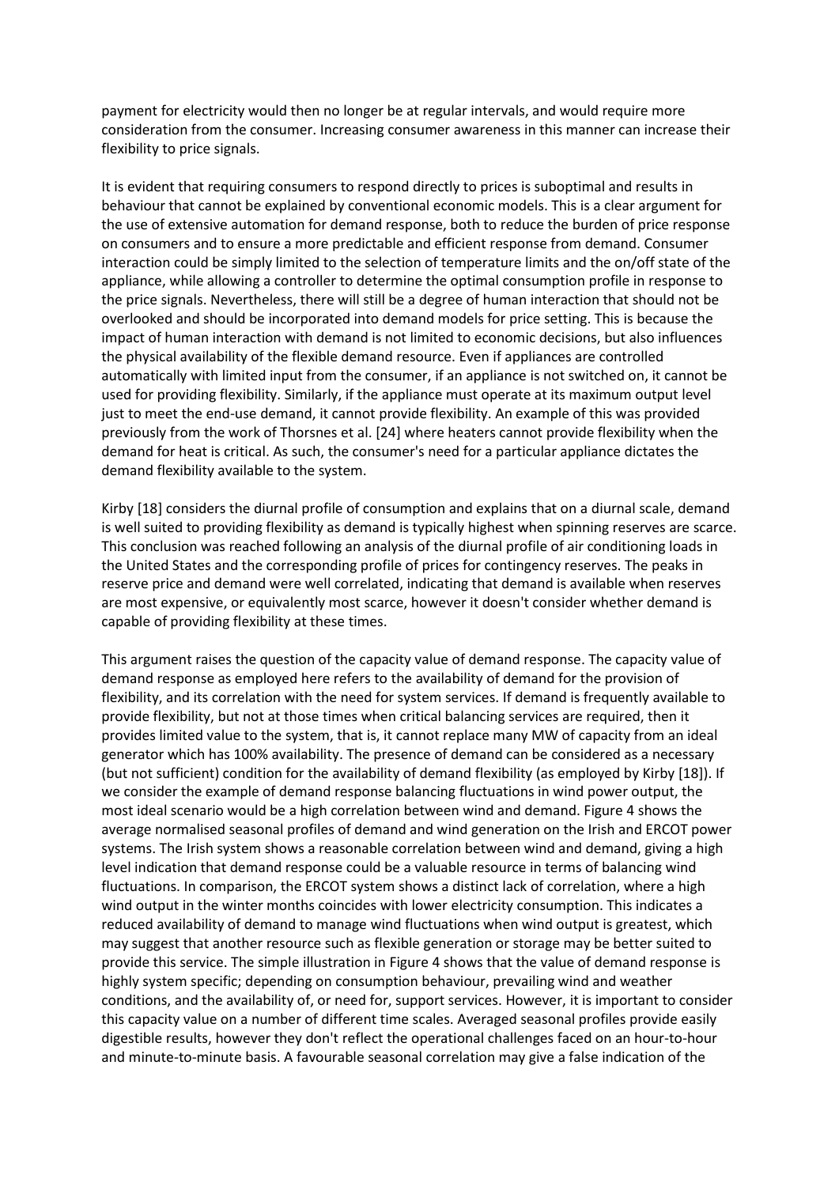payment for electricity would then no longer be at regular intervals, and would require more consideration from the consumer. Increasing consumer awareness in this manner can increase their flexibility to price signals.

It is evident that requiring consumers to respond directly to prices is suboptimal and results in behaviour that cannot be explained by conventional economic models. This is a clear argument for the use of extensive automation for demand response, both to reduce the burden of price response on consumers and to ensure a more predictable and efficient response from demand. Consumer interaction could be simply limited to the selection of temperature limits and the on/off state of the appliance, while allowing a controller to determine the optimal consumption profile in response to the price signals. Nevertheless, there will still be a degree of human interaction that should not be overlooked and should be incorporated into demand models for price setting. This is because the impact of human interaction with demand is not limited to economic decisions, but also influences the physical availability of the flexible demand resource. Even if appliances are controlled automatically with limited input from the consumer, if an appliance is not switched on, it cannot be used for providing flexibility. Similarly, if the appliance must operate at its maximum output level just to meet the end-use demand, it cannot provide flexibility. An example of this was provided previously from the work of Thorsnes et al. [24] where heaters cannot provide flexibility when the demand for heat is critical. As such, the consumer's need for a particular appliance dictates the demand flexibility available to the system.

Kirby [18] considers the diurnal profile of consumption and explains that on a diurnal scale, demand is well suited to providing flexibility as demand is typically highest when spinning reserves are scarce. This conclusion was reached following an analysis of the diurnal profile of air conditioning loads in the United States and the corresponding profile of prices for contingency reserves. The peaks in reserve price and demand were well correlated, indicating that demand is available when reserves are most expensive, or equivalently most scarce, however it doesn't consider whether demand is capable of providing flexibility at these times.

This argument raises the question of the capacity value of demand response. The capacity value of demand response as employed here refers to the availability of demand for the provision of flexibility, and its correlation with the need for system services. If demand is frequently available to provide flexibility, but not at those times when critical balancing services are required, then it provides limited value to the system, that is, it cannot replace many MW of capacity from an ideal generator which has 100% availability. The presence of demand can be considered as a necessary (but not sufficient) condition for the availability of demand flexibility (as employed by Kirby [18]). If we consider the example of demand response balancing fluctuations in wind power output, the most ideal scenario would be a high correlation between wind and demand. Figure 4 shows the average normalised seasonal profiles of demand and wind generation on the Irish and ERCOT power systems. The Irish system shows a reasonable correlation between wind and demand, giving a high level indication that demand response could be a valuable resource in terms of balancing wind fluctuations. In comparison, the ERCOT system shows a distinct lack of correlation, where a high wind output in the winter months coincides with lower electricity consumption. This indicates a reduced availability of demand to manage wind fluctuations when wind output is greatest, which may suggest that another resource such as flexible generation or storage may be better suited to provide this service. The simple illustration in Figure 4 shows that the value of demand response is highly system specific; depending on consumption behaviour, prevailing wind and weather conditions, and the availability of, or need for, support services. However, it is important to consider this capacity value on a number of different time scales. Averaged seasonal profiles provide easily digestible results, however they don't reflect the operational challenges faced on an hour-to-hour and minute-to-minute basis. A favourable seasonal correlation may give a false indication of the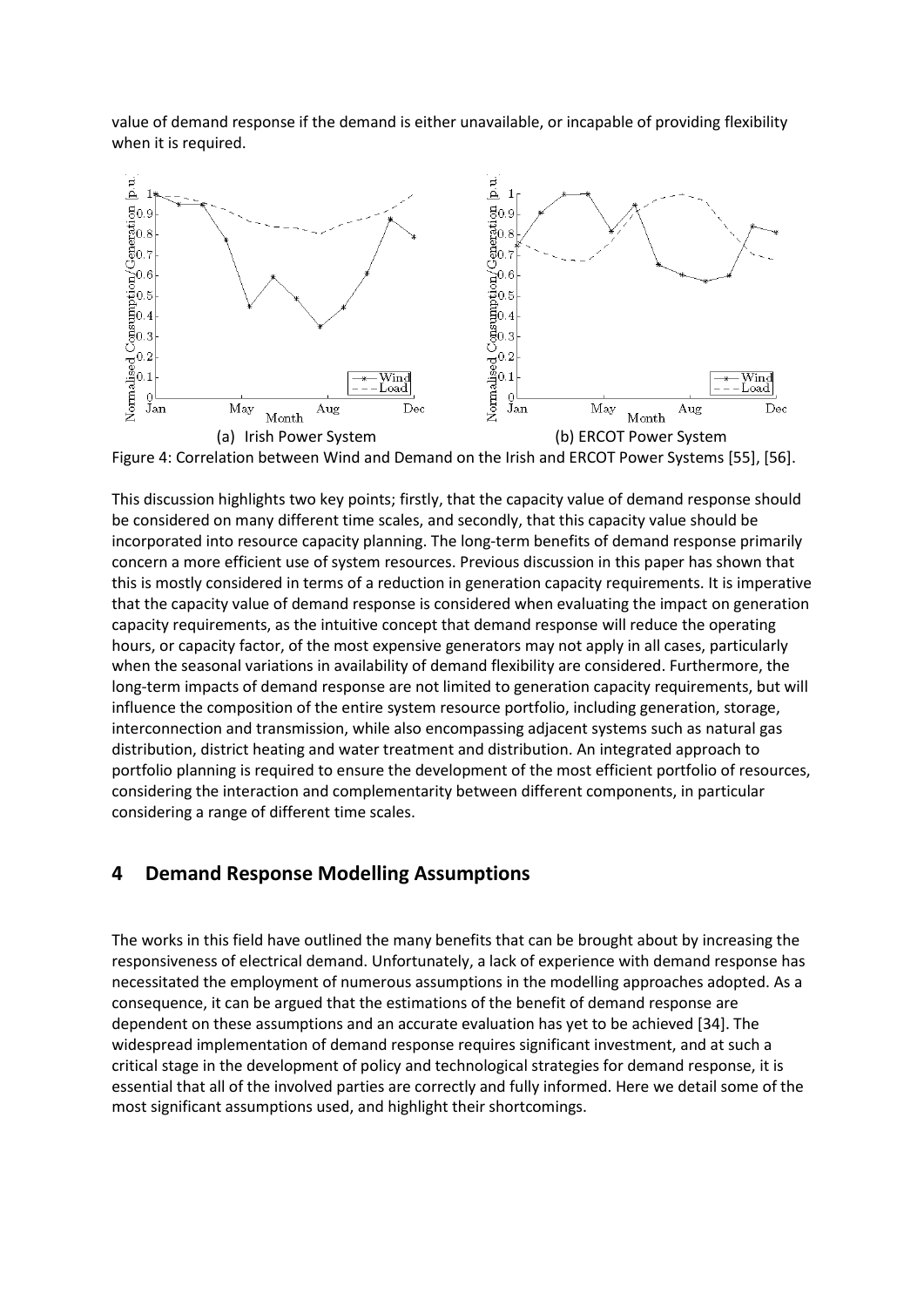value of demand response if the demand is either unavailable, or incapable of providing flexibility when it is required.

Normalised Consumption/Generation [p.u.]

1
0.9
0.8
0.7
0.6
0.5
0.4
0.3
0.2
0.1
0

Jan May Aug Dec
Month

Wind
Load

(a) Irish Power System

Normalised Consumption/Generation [p.u.]

1
0.9
0.8
0.7
0.6
0.5
0.4
0.3
0.2
0.1
0

Jan May Aug Dec
Month

Wind
Load

(b) ERCOT Power System

Figure 4: Correlation between Wind and Demand on the Irish and ERCOT Power Systems [55], [56].

This discussion highlights two key points; firstly, that the capacity value of demand response should be considered on many different time scales, and secondly, that this capacity value should be incorporated into resource capacity planning. The long-term benefits of demand response primarily concern a more efficient use of system resources. Previous discussion in this paper has shown that this is mostly considered in terms of a reduction in generation capacity requirements. It is imperative that the capacity value of demand response is considered when evaluating the impact on generation capacity requirements, as the intuitive concept that demand response will reduce the operating hours, or capacity factor, of the most expensive generators may not apply in all cases, particularly when the seasonal variations in availability of demand flexibility are considered. Furthermore, the long-term impacts of demand response are not limited to generation capacity requirements, but will influence the composition of the entire system resource portfolio, including generation, storage, interconnection and transmission, while also encompassing adjacent systems such as natural gas distribution, district heating and water treatment and distribution. An integrated approach to portfolio planning is required to ensure the development of the most efficient portfolio of resources, considering the interaction and complementarity between different components, in particular considering a range of different time scales.

## 4 Demand Response Modelling Assumptions

The works in this field have outlined the many benefits that can be brought about by increasing the responsiveness of electrical demand. Unfortunately, a lack of experience with demand response has necessitated the employment of numerous assumptions in the modelling approaches adopted. As a consequence, it can be argued that the estimations of the benefit of demand response are dependent on these assumptions and an accurate evaluation has yet to be achieved [34]. The widespread implementation of demand response requires significant investment, and at such a critical stage in the development of policy and technological strategies for demand response, it is essential that all of the involved parties are correctly and fully informed. Here we detail some of the most significant assumptions used, and highlight their shortcomings.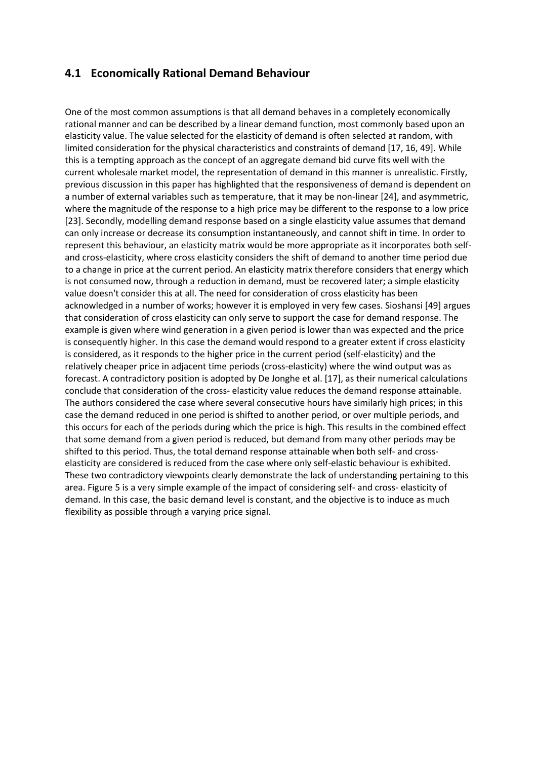## 4.1 Economically Rational Demand Behaviour

One of the most common assumptions is that all demand behaves in a completely economically rational manner and can be described by a linear demand function, most commonly based upon an elasticity value. The value selected for the elasticity of demand is often selected at random, with limited consideration for the physical characteristics and constraints of demand [17, 16, 49]. While this is a tempting approach as the concept of an aggregate demand bid curve fits well with the current wholesale market model, the representation of demand in this manner is unrealistic. Firstly, previous discussion in this paper has highlighted that the responsiveness of demand is dependent on a number of external variables such as temperature, that it may be non-linear [24], and asymmetric, where the magnitude of the response to a high price may be different to the response to a low price [23]. Secondly, modelling demand response based on a single elasticity value assumes that demand can only increase or decrease its consumption instantaneously, and cannot shift in time. In order to represent this behaviour, an elasticity matrix would be more appropriate as it incorporates both self- and cross-elasticity, where cross elasticity considers the shift of demand to another time period due to a change in price at the current period. An elasticity matrix therefore considers that energy which is not consumed now, through a reduction in demand, must be recovered later; a simple elasticity value doesn't consider this at all. The need for consideration of cross elasticity has been acknowledged in a number of works; however it is employed in very few cases. Sioshansi [49] argues that consideration of cross elasticity can only serve to support the case for demand response. The example is given where wind generation in a given period is lower than was expected and the price is consequently higher. In this case the demand would respond to a greater extent if cross elasticity is considered, as it responds to the higher price in the current period (self-elasticity) and the relatively cheaper price in adjacent time periods (cross-elasticity) where the wind output was as forecast. A contradictory position is adopted by De Jonghe et al. [17], as their numerical calculations conclude that consideration of the cross- elasticity value reduces the demand response attainable. The authors considered the case where several consecutive hours have similarly high prices; in this case the demand reduced in one period is shifted to another period, or over multiple periods, and this occurs for each of the periods during which the price is high. This results in the combined effect that some demand from a given period is reduced, but demand from many other periods may be shifted to this period. Thus, the total demand response attainable when both self- and cross-elasticity are considered is reduced from the case where only self-elastic behaviour is exhibited. These two contradictory viewpoints clearly demonstrate the lack of understanding pertaining to this area. Figure 5 is a very simple example of the impact of considering self- and cross- elasticity of demand. In this case, the basic demand level is constant, and the objective is to induce as much flexibility as possible through a varying price signal.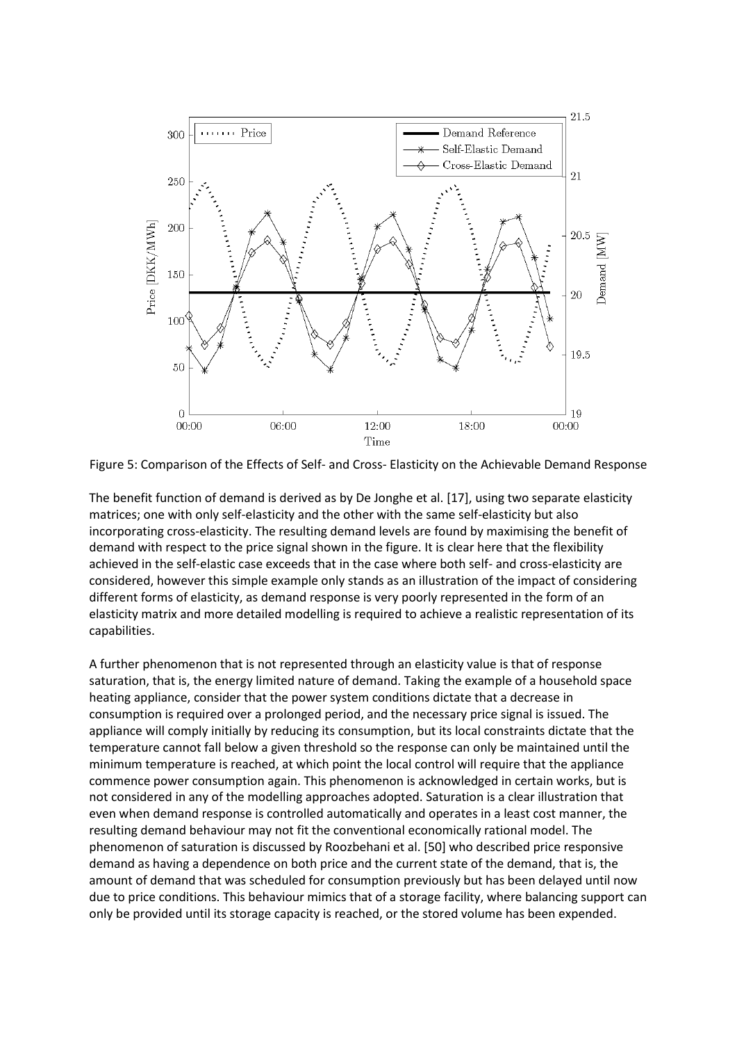Price [DKK/MWh]

300
250
200
150
100
50
0

Demand [MW]

21.5
21
20.5
20
19.5
19

00:00
06:00
12:00
18:00
00:00

Time

Price

Demand Reference
Self-Elastic Demand
Cross-Elastic Demand

Figure 5: Comparison of the Effects of Self- and Cross- Elasticity on the Achievable Demand Response

The benefit function of demand is derived as by De Jonghe et al. [17], using two separate elasticity matrices; one with only self-elasticity and the other with the same self-elasticity but also incorporating cross-elasticity. The resulting demand levels are found by maximising the benefit of demand with respect to the price signal shown in the figure. It is clear here that the flexibility achieved in the self-elastic case exceeds that in the case where both self- and cross-elasticity are considered, however this simple example only stands as an illustration of the impact of considering different forms of elasticity, as demand response is very poorly represented in the form of an elasticity matrix and more detailed modelling is required to achieve a realistic representation of its capabilities.

A further phenomenon that is not represented through an elasticity value is that of response saturation, that is, the energy limited nature of demand. Taking the example of a household space heating appliance, consider that the power system conditions dictate that a decrease in consumption is required over a prolonged period, and the necessary price signal is issued. The appliance will comply initially by reducing its consumption, but its local constraints dictate that the temperature cannot fall below a given threshold so the response can only be maintained until the minimum temperature is reached, at which point the local control will require that the appliance commence power consumption again. This phenomenon is acknowledged in certain works, but is not considered in any of the modelling approaches adopted. Saturation is a clear illustration that even when demand response is controlled automatically and operates in a least cost manner, the resulting demand behaviour may not fit the conventional economically rational model. The phenomenon of saturation is discussed by Roozbehani et al. [50] who described price responsive demand as having a dependence on both price and the current state of the demand, that is, the amount of demand that was scheduled for consumption previously but has been delayed until now due to price conditions. This behaviour mimics that of a storage facility, where balancing support can only be provided until its storage capacity is reached, or the stored volume has been expended.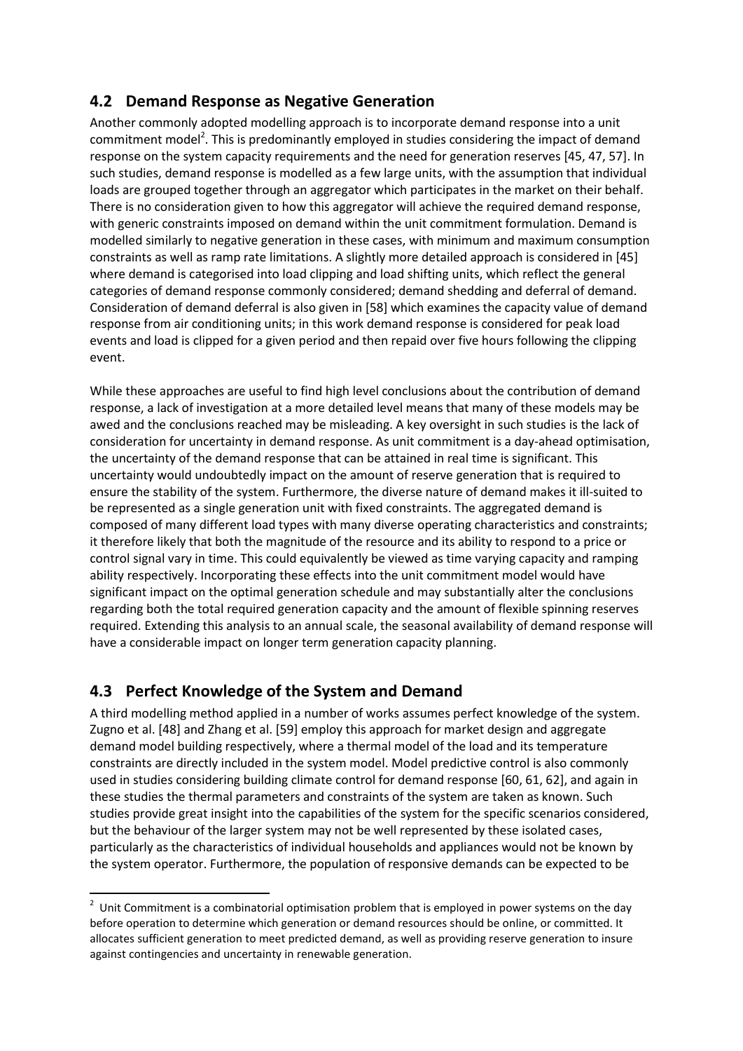## 4.2 Demand Response as Negative Generation

Another commonly adopted modelling approach is to incorporate demand response into a unit commitment model[2]. This is predominantly employed in studies considering the impact of demand response on the system capacity requirements and the need for generation reserves [45, 47, 57]. In such studies, demand response is modelled as a few large units, with the assumption that individual loads are grouped together through an aggregator which participates in the market on their behalf. There is no consideration given to how this aggregator will achieve the required demand response, with generic constraints imposed on demand within the unit commitment formulation. Demand is modelled similarly to negative generation in these cases, with minimum and maximum consumption constraints as well as ramp rate limitations. A slightly more detailed approach is considered in [45] where demand is categorised into load clipping and load shifting units, which reflect the general categories of demand response commonly considered; demand shedding and deferral of demand. Consideration of demand deferral is also given in [58] which examines the capacity value of demand response from air conditioning units; in this work demand response is considered for peak load events and load is clipped for a given period and then repaid over five hours following the clipping event.

While these approaches are useful to find high level conclusions about the contribution of demand response, a lack of investigation at a more detailed level means that many of these models may be awed and the conclusions reached may be misleading. A key oversight in such studies is the lack of consideration for uncertainty in demand response. As unit commitment is a day-ahead optimisation, the uncertainty of the demand response that can be attained in real time is significant. This uncertainty would undoubtedly impact on the amount of reserve generation that is required to ensure the stability of the system. Furthermore, the diverse nature of demand makes it ill-suited to be represented as a single generation unit with fixed constraints. The aggregated demand is composed of many different load types with many diverse operating characteristics and constraints; it therefore likely that both the magnitude of the resource and its ability to respond to a price or control signal vary in time. This could equivalently be viewed as time varying capacity and ramping ability respectively. Incorporating these effects into the unit commitment model would have significant impact on the optimal generation schedule and may substantially alter the conclusions regarding both the total required generation capacity and the amount of flexible spinning reserves required. Extending this analysis to an annual scale, the seasonal availability of demand response will have a considerable impact on longer term generation capacity planning.

## 4.3 Perfect Knowledge of the System and Demand

A third modelling method applied in a number of works assumes perfect knowledge of the system. Zugno et al. [48] and Zhang et al. [59] employ this approach for market design and aggregate demand model building respectively, where a thermal model of the load and its temperature constraints are directly included in the system model. Model predictive control is also commonly used in studies considering building climate control for demand response [60, 61, 62], and again in these studies the thermal parameters and constraints of the system are taken as known. Such studies provide great insight into the capabilities of the system for the specific scenarios considered, but the behaviour of the larger system may not be well represented by these isolated cases, particularly as the characteristics of individual households and appliances would not be known by the system operator. Furthermore, the population of responsive demands can be expected to be

[2] Unit Commitment is a combinatorial optimisation problem that is employed in power systems on the day before operation to determine which generation or demand resources should be online, or committed. It allocates sufficient generation to meet predicted demand, as well as providing reserve generation to insure against contingencies and uncertainty in renewable generation.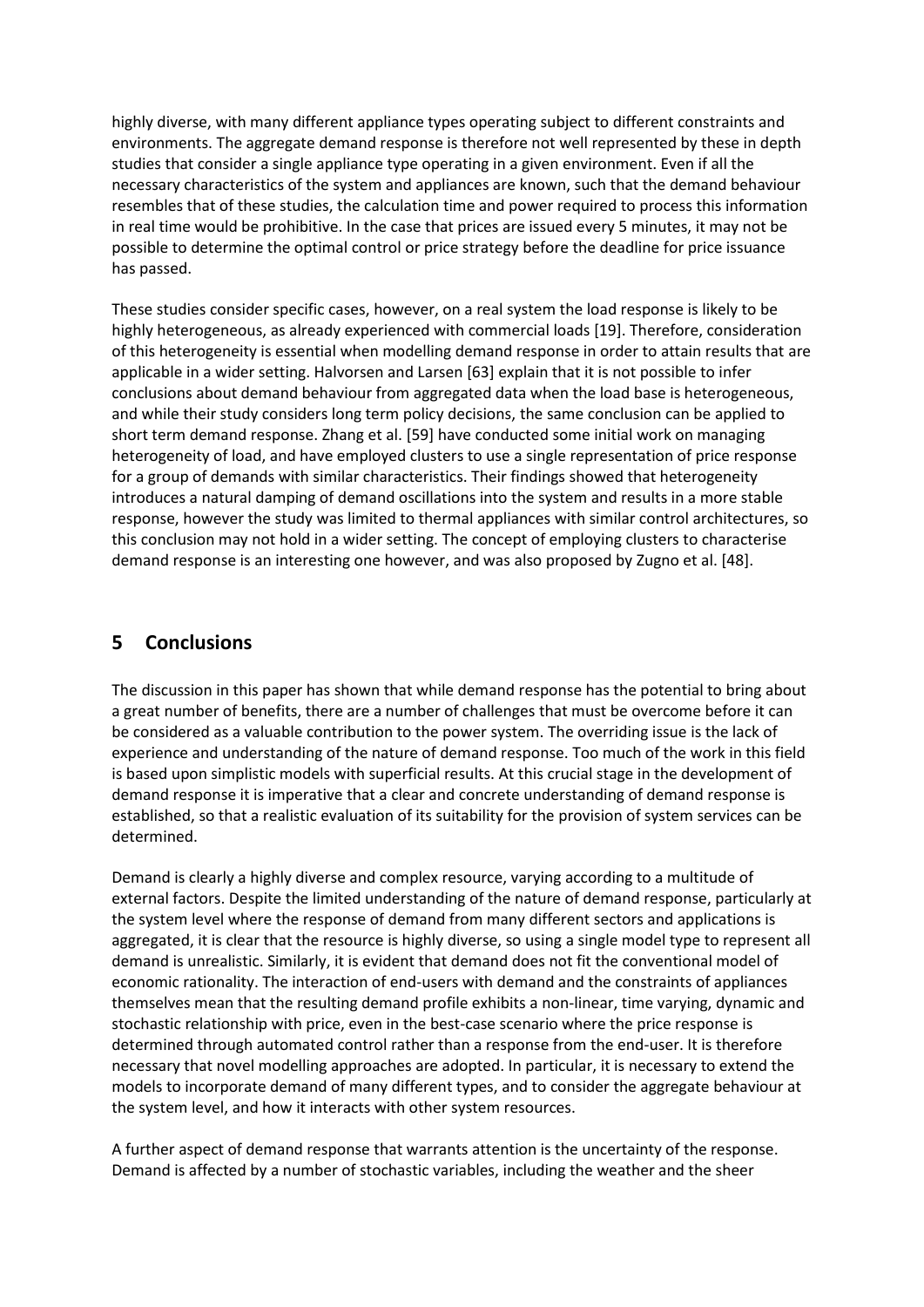highly diverse, with many different appliance types operating subject to different constraints and environments. The aggregate demand response is therefore not well represented by these in depth studies that consider a single appliance type operating in a given environment. Even if all the necessary characteristics of the system and appliances are known, such that the demand behaviour resembles that of these studies, the calculation time and power required to process this information in real time would be prohibitive. In the case that prices are issued every 5 minutes, it may not be possible to determine the optimal control or price strategy before the deadline for price issuance has passed.

These studies consider specific cases, however, on a real system the load response is likely to be highly heterogeneous, as already experienced with commercial loads [19]. Therefore, consideration of this heterogeneity is essential when modelling demand response in order to attain results that are applicable in a wider setting. Halvorsen and Larsen [63] explain that it is not possible to infer conclusions about demand behaviour from aggregated data when the load base is heterogeneous, and while their study considers long term policy decisions, the same conclusion can be applied to short term demand response. Zhang et al. [59] have conducted some initial work on managing heterogeneity of load, and have employed clusters to use a single representation of price response for a group of demands with similar characteristics. Their findings showed that heterogeneity introduces a natural damping of demand oscillations into the system and results in a more stable response, however the study was limited to thermal appliances with similar control architectures, so this conclusion may not hold in a wider setting. The concept of employing clusters to characterise demand response is an interesting one however, and was also proposed by Zugno et al. [48].

## 5 Conclusions

The discussion in this paper has shown that while demand response has the potential to bring about a great number of benefits, there are a number of challenges that must be overcome before it can be considered as a valuable contribution to the power system. The overriding issue is the lack of experience and understanding of the nature of demand response. Too much of the work in this field is based upon simplistic models with superficial results. At this crucial stage in the development of demand response it is imperative that a clear and concrete understanding of demand response is established, so that a realistic evaluation of its suitability for the provision of system services can be determined.

Demand is clearly a highly diverse and complex resource, varying according to a multitude of external factors. Despite the limited understanding of the nature of demand response, particularly at the system level where the response of demand from many different sectors and applications is aggregated, it is clear that the resource is highly diverse, so using a single model type to represent all demand is unrealistic. Similarly, it is evident that demand does not fit the conventional model of economic rationality. The interaction of end-users with demand and the constraints of appliances themselves mean that the resulting demand profile exhibits a non-linear, time varying, dynamic and stochastic relationship with price, even in the best-case scenario where the price response is determined through automated control rather than a response from the end-user. It is therefore necessary that novel modelling approaches are adopted. In particular, it is necessary to extend the models to incorporate demand of many different types, and to consider the aggregate behaviour at the system level, and how it interacts with other system resources.

A further aspect of demand response that warrants attention is the uncertainty of the response. Demand is affected by a number of stochastic variables, including the weather and the sheer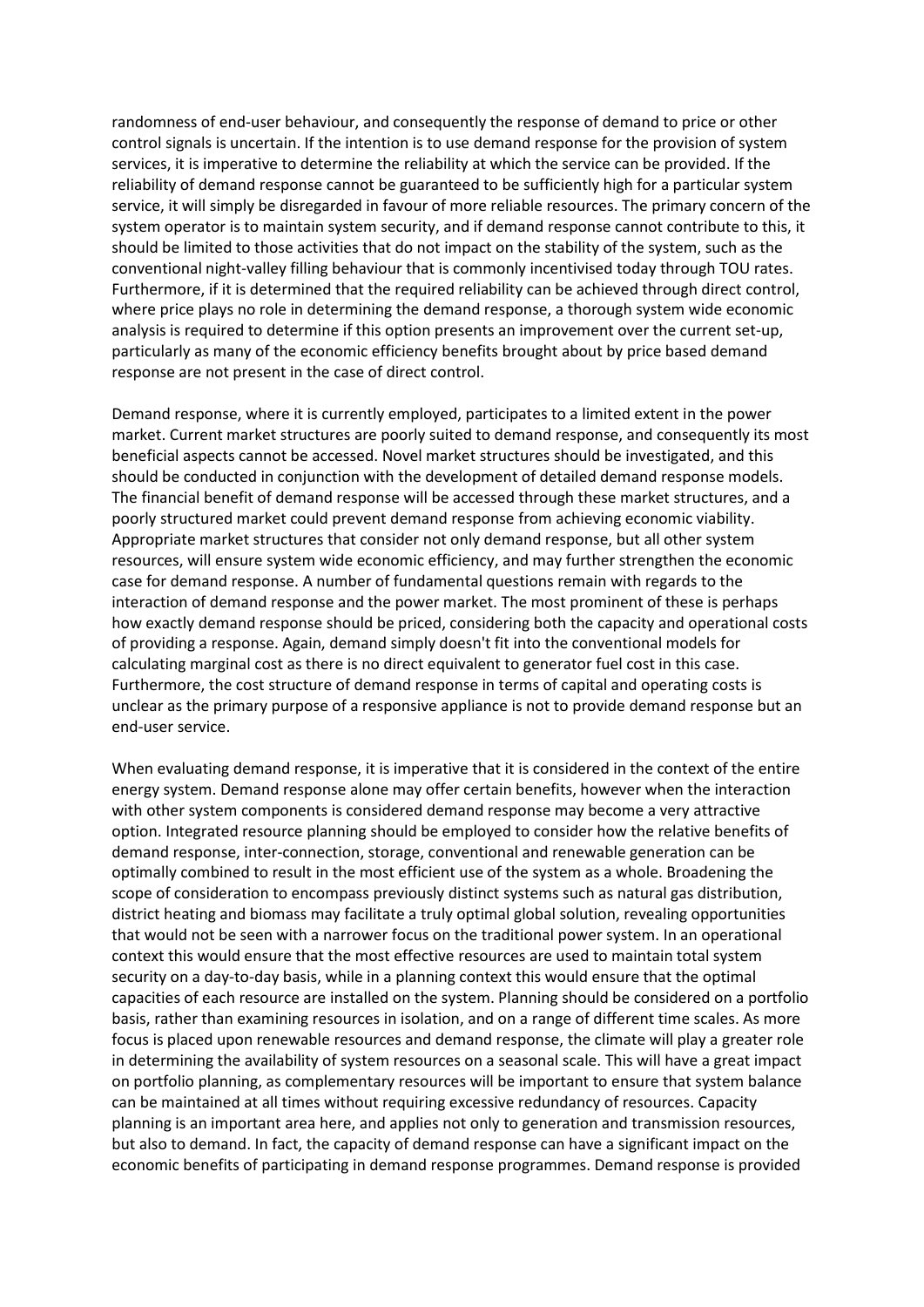randomness of end-user behaviour, and consequently the response of demand to price or other control signals is uncertain. If the intention is to use demand response for the provision of system services, it is imperative to determine the reliability at which the service can be provided. If the reliability of demand response cannot be guaranteed to be sufficiently high for a particular system service, it will simply be disregarded in favour of more reliable resources. The primary concern of the system operator is to maintain system security, and if demand response cannot contribute to this, it should be limited to those activities that do not impact on the stability of the system, such as the conventional night-valley filling behaviour that is commonly incentivised today through TOU rates. Furthermore, if it is determined that the required reliability can be achieved through direct control, where price plays no role in determining the demand response, a thorough system wide economic analysis is required to determine if this option presents an improvement over the current set-up, particularly as many of the economic efficiency benefits brought about by price based demand response are not present in the case of direct control.

Demand response, where it is currently employed, participates to a limited extent in the power market. Current market structures are poorly suited to demand response, and consequently its most beneficial aspects cannot be accessed. Novel market structures should be investigated, and this should be conducted in conjunction with the development of detailed demand response models. The financial benefit of demand response will be accessed through these market structures, and a poorly structured market could prevent demand response from achieving economic viability. Appropriate market structures that consider not only demand response, but all other system resources, will ensure system wide economic efficiency, and may further strengthen the economic case for demand response. A number of fundamental questions remain with regards to the interaction of demand response and the power market. The most prominent of these is perhaps how exactly demand response should be priced, considering both the capacity and operational costs of providing a response. Again, demand simply doesn't fit into the conventional models for calculating marginal cost as there is no direct equivalent to generator fuel cost in this case. Furthermore, the cost structure of demand response in terms of capital and operating costs is unclear as the primary purpose of a responsive appliance is not to provide demand response but an end-user service.

When evaluating demand response, it is imperative that it is considered in the context of the entire energy system. Demand response alone may offer certain benefits, however when the interaction with other system components is considered demand response may become a very attractive option. Integrated resource planning should be employed to consider how the relative benefits of demand response, inter-connection, storage, conventional and renewable generation can be optimally combined to result in the most efficient use of the system as a whole. Broadening the scope of consideration to encompass previously distinct systems such as natural gas distribution, district heating and biomass may facilitate a truly optimal global solution, revealing opportunities that would not be seen with a narrower focus on the traditional power system. In an operational context this would ensure that the most effective resources are used to maintain total system security on a day-to-day basis, while in a planning context this would ensure that the optimal capacities of each resource are installed on the system. Planning should be considered on a portfolio basis, rather than examining resources in isolation, and on a range of different time scales. As more focus is placed upon renewable resources and demand response, the climate will play a greater role in determining the availability of system resources on a seasonal scale. This will have a great impact on portfolio planning, as complementary resources will be important to ensure that system balance can be maintained at all times without requiring excessive redundancy of resources. Capacity planning is an important area here, and applies not only to generation and transmission resources, but also to demand. In fact, the capacity of demand response can have a significant impact on the economic benefits of participating in demand response programmes. Demand response is provided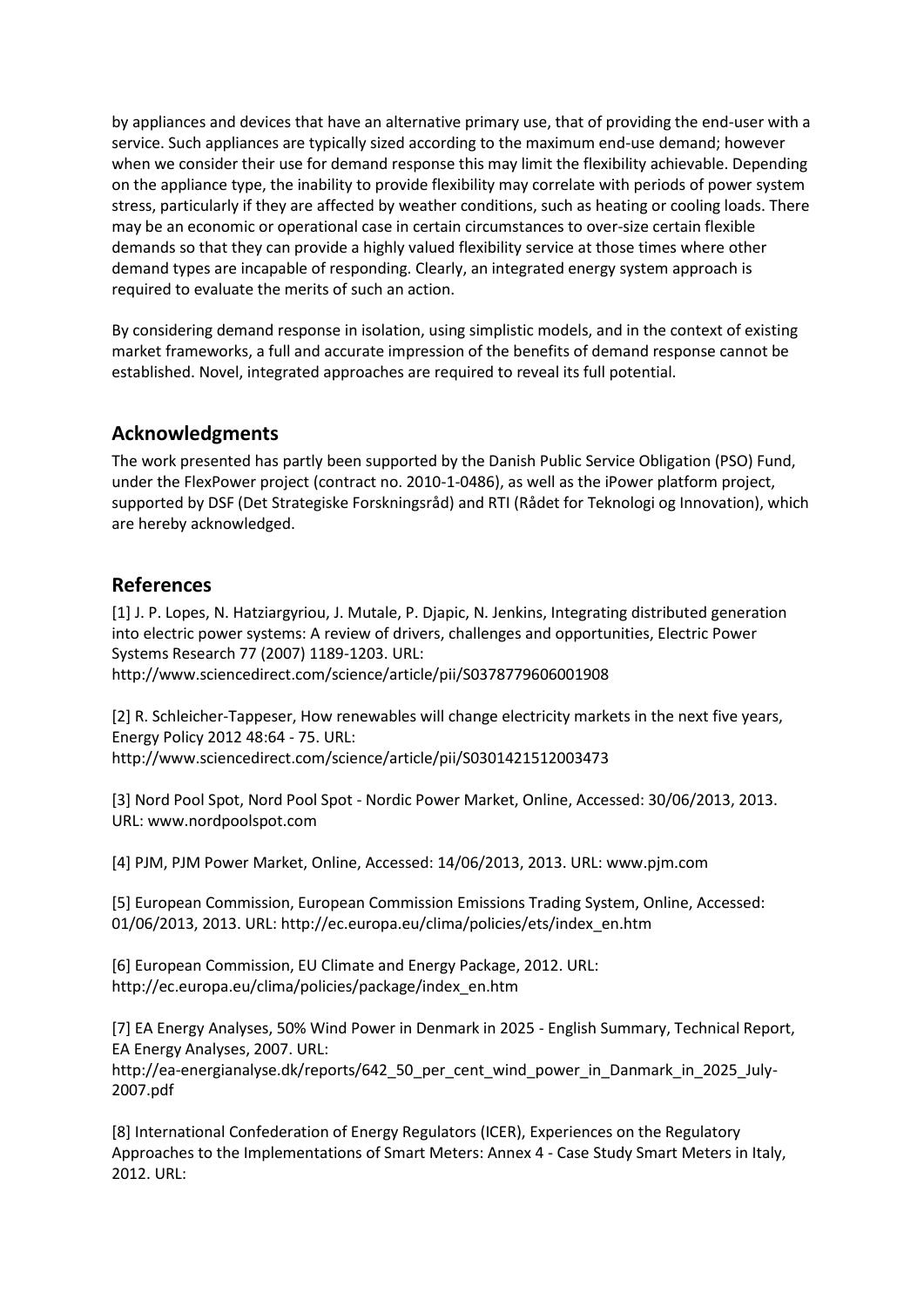by appliances and devices that have an alternative primary use, that of providing the end-user with a service. Such appliances are typically sized according to the maximum end-use demand; however when we consider their use for demand response this may limit the flexibility achievable. Depending on the appliance type, the inability to provide flexibility may correlate with periods of power system stress, particularly if they are affected by weather conditions, such as heating or cooling loads. There may be an economic or operational case in certain circumstances to over-size certain flexible demands so that they can provide a highly valued flexibility service at those times where other demand types are incapable of responding. Clearly, an integrated energy system approach is required to evaluate the merits of such an action.

By considering demand response in isolation, using simplistic models, and in the context of existing market frameworks, a full and accurate impression of the benefits of demand response cannot be established. Novel, integrated approaches are required to reveal its full potential.

## Acknowledgments

The work presented has partly been supported by the Danish Public Service Obligation (PSO) Fund, under the FlexPower project (contract no. 2010-1-0486), as well as the iPower platform project, supported by DSF (Det Strategiske Forskningsråd) and RTI (Rådet for Teknologi og Innovation), which are hereby acknowledged.

## References

[1] J. P. Lopes, N. Hatziargyriou, J. Mutale, P. Djapic, N. Jenkins, Integrating distributed generation into electric power systems: A review of drivers, challenges and opportunities, Electric Power Systems Research 77 (2007) 1189-1203. URL: http://www.sciencedirect.com/science/article/pii/S0378779606001908

[2] R. Schleicher-Tappeser, How renewables will change electricity markets in the next five years, Energy Policy 2012 48:64 - 75. URL: http://www.sciencedirect.com/science/article/pii/S0301421512003473

[3] Nord Pool Spot, Nord Pool Spot - Nordic Power Market, Online, Accessed: 30/06/2013, 2013. URL: www.nordpoolspot.com

[4] PJM, PJM Power Market, Online, Accessed: 14/06/2013, 2013. URL: www.pjm.com

[5] European Commission, European Commission Emissions Trading System, Online, Accessed: 01/06/2013, 2013. URL: http://ec.europa.eu/clima/policies/ets/index_en.htm

[6] European Commission, EU Climate and Energy Package, 2012. URL: http://ec.europa.eu/clima/policies/package/index_en.htm

[7] EA Energy Analyses, 50% Wind Power in Denmark in 2025 - English Summary, Technical Report, EA Energy Analyses, 2007. URL: http://ea-energianalyse.dk/reports/642_50_per_cent_wind_power_in_Danmark_in_2025_July-2007.pdf

[8] International Confederation of Energy Regulators (ICER), Experiences on the Regulatory Approaches to the Implementations of Smart Meters: Annex 4 - Case Study Smart Meters in Italy, 2012. URL: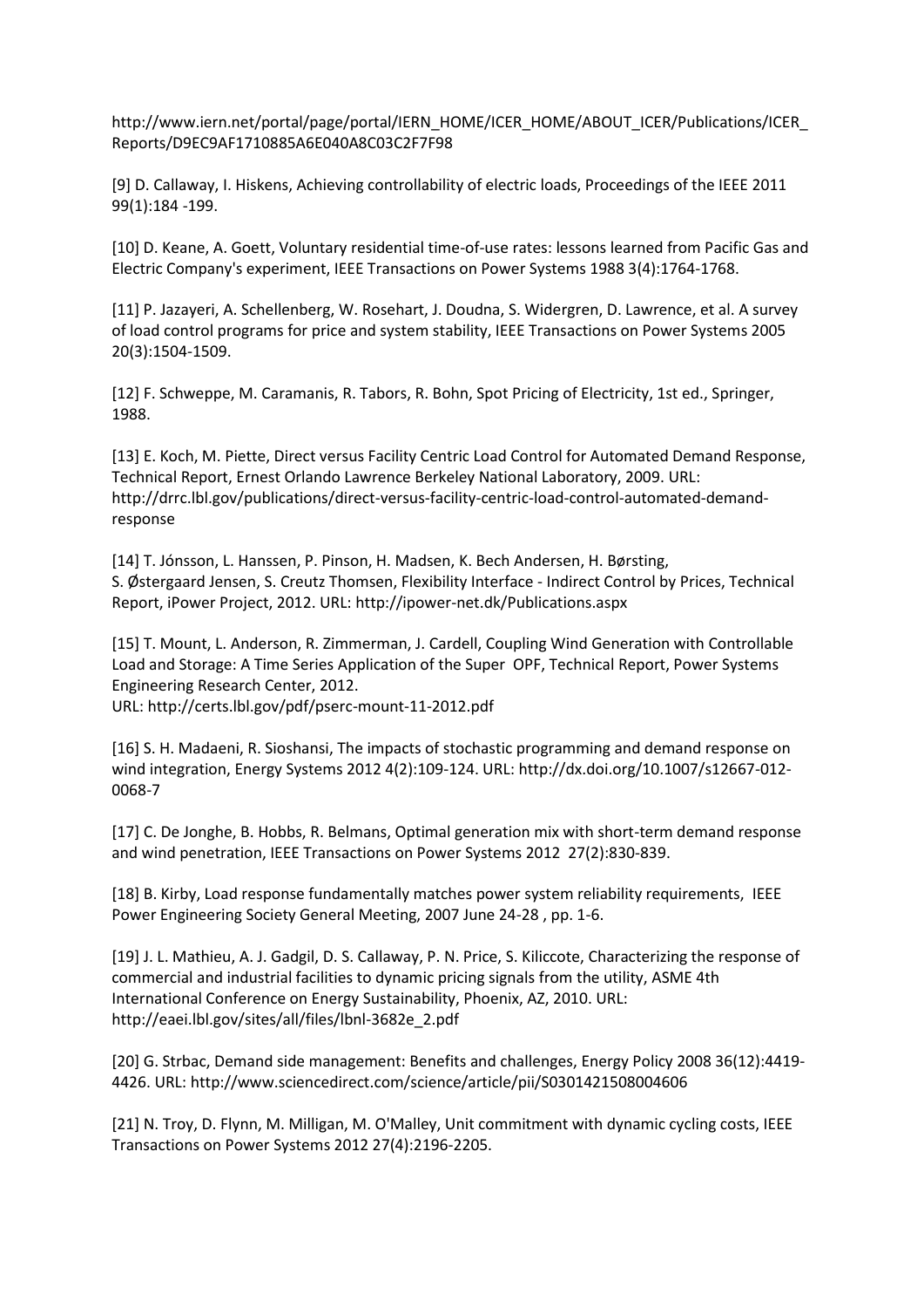http://www.iern.net/portal/page/portal/IERN_HOME/ICER_HOME/ABOUT_ICER/Publications/ICER_Reports/D9EC9AF1710885A6E040A8C03C2F7F98

[9] D. Callaway, I. Hiskens, Achieving controllability of electric loads, Proceedings of the IEEE 2011 99(1):184 -199.

[10] D. Keane, A. Goett, Voluntary residential time-of-use rates: lessons learned from Pacific Gas and Electric Company's experiment, IEEE Transactions on Power Systems 1988 3(4):1764-1768.

[11] P. Jazayeri, A. Schellenberg, W. Rosehart, J. Doudna, S. Widergren, D. Lawrence, et al. A survey of load control programs for price and system stability, IEEE Transactions on Power Systems 2005 20(3):1504-1509.

[12] F. Schweppe, M. Caramanis, R. Tabors, R. Bohn, Spot Pricing of Electricity, 1st ed., Springer, 1988.

[13] E. Koch, M. Piette, Direct versus Facility Centric Load Control for Automated Demand Response, Technical Report, Ernest Orlando Lawrence Berkeley National Laboratory, 2009. URL: http://drrc.lbl.gov/publications/direct-versus-facility-centric-load-control-automated-demand-response

[14] T. Jónsson, L. Hanssen, P. Pinson, H. Madsen, K. Bech Andersen, H. Børsting, S. Østergaard Jensen, S. Creutz Thomsen, Flexibility Interface - Indirect Control by Prices, Technical Report, iPower Project, 2012. URL: http://ipower-net.dk/Publications.aspx

[15] T. Mount, L. Anderson, R. Zimmerman, J. Cardell, Coupling Wind Generation with Controllable Load and Storage: A Time Series Application of the Super OPF, Technical Report, Power Systems Engineering Research Center, 2012.
URL: http://certs.lbl.gov/pdf/pserc-mount-11-2012.pdf

[16] S. H. Madaeni, R. Sioshansi, The impacts of stochastic programming and demand response on wind integration, Energy Systems 2012 4(2):109-124. URL: http://dx.doi.org/10.1007/s12667-012-0068-7

[17] C. De Jonghe, B. Hobbs, R. Belmans, Optimal generation mix with short-term demand response and wind penetration, IEEE Transactions on Power Systems 2012 27(2):830-839.

[18] B. Kirby, Load response fundamentally matches power system reliability requirements, IEEE Power Engineering Society General Meeting, 2007 June 24-28 , pp. 1-6.

[19] J. L. Mathieu, A. J. Gadgil, D. S. Callaway, P. N. Price, S. Kiliccote, Characterizing the response of commercial and industrial facilities to dynamic pricing signals from the utility, ASME 4th International Conference on Energy Sustainability, Phoenix, AZ, 2010. URL: http://eaei.lbl.gov/sites/all/files/lbnl-3682e_2.pdf

[20] G. Strbac, Demand side management: Benefits and challenges, Energy Policy 2008 36(12):4419-4426. URL: http://www.sciencedirect.com/science/article/pii/S0301421508004606

[21] N. Troy, D. Flynn, M. Milligan, M. O'Malley, Unit commitment with dynamic cycling costs, IEEE Transactions on Power Systems 2012 27(4):2196-2205.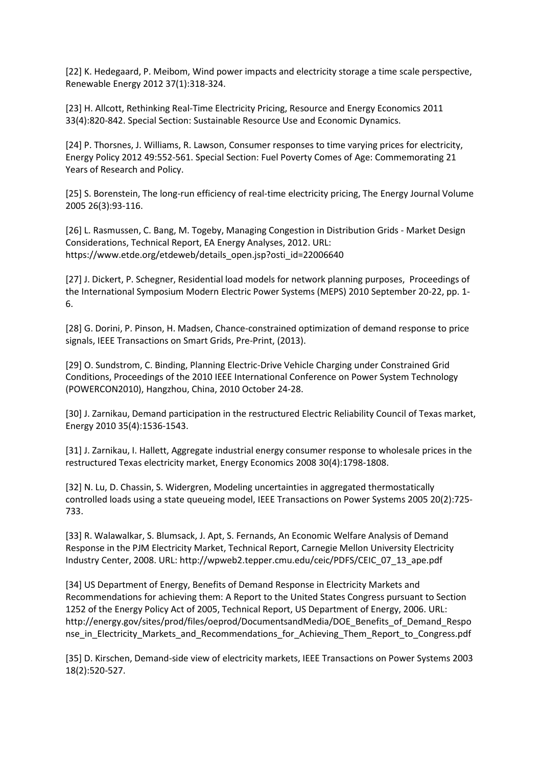[22] K. Hedegaard, P. Meibom, Wind power impacts and electricity storage a time scale perspective, Renewable Energy 2012 37(1):318-324.

[23] H. Allcott, Rethinking Real-Time Electricity Pricing, Resource and Energy Economics 2011 33(4):820-842. Special Section: Sustainable Resource Use and Economic Dynamics.

[24] P. Thorsnes, J. Williams, R. Lawson, Consumer responses to time varying prices for electricity, Energy Policy 2012 49:552-561. Special Section: Fuel Poverty Comes of Age: Commemorating 21 Years of Research and Policy.

[25] S. Borenstein, The long-run efficiency of real-time electricity pricing, The Energy Journal Volume 2005 26(3):93-116.

[26] L. Rasmussen, C. Bang, M. Togeby, Managing Congestion in Distribution Grids - Market Design Considerations, Technical Report, EA Energy Analyses, 2012. URL: https://www.etde.org/etdeweb/details_open.jsp?osti_id=22006640

[27] J. Dickert, P. Schegner, Residential load models for network planning purposes, Proceedings of the International Symposium Modern Electric Power Systems (MEPS) 2010 September 20-22, pp. 1-6.

[28] G. Dorini, P. Pinson, H. Madsen, Chance-constrained optimization of demand response to price signals, IEEE Transactions on Smart Grids, Pre-Print, (2013).

[29] O. Sundstrom, C. Binding, Planning Electric-Drive Vehicle Charging under Constrained Grid Conditions, Proceedings of the 2010 IEEE International Conference on Power System Technology (POWERCON2010), Hangzhou, China, 2010 October 24-28.

[30] J. Zarnikau, Demand participation in the restructured Electric Reliability Council of Texas market, Energy 2010 35(4):1536-1543.

[31] J. Zarnikau, I. Hallett, Aggregate industrial energy consumer response to wholesale prices in the restructured Texas electricity market, Energy Economics 2008 30(4):1798-1808.

[32] N. Lu, D. Chassin, S. Widergren, Modeling uncertainties in aggregated thermostatically controlled loads using a state queueing model, IEEE Transactions on Power Systems 2005 20(2):725-733.

[33] R. Walawalkar, S. Blumsack, J. Apt, S. Fernands, An Economic Welfare Analysis of Demand Response in the PJM Electricity Market, Technical Report, Carnegie Mellon University Electricity Industry Center, 2008. URL: http://wpweb2.tepper.cmu.edu/ceic/PDFS/CEIC_07_13_ape.pdf

[34] US Department of Energy, Benefits of Demand Response in Electricity Markets and Recommendations for achieving them: A Report to the United States Congress pursuant to Section 1252 of the Energy Policy Act of 2005, Technical Report, US Department of Energy, 2006. URL: http://energy.gov/sites/prod/files/oeprod/DocumentsandMedia/DOE_Benefits_of_Demand_Response_in_Electricity_Markets_and_Recommendations_for_Achieving_Them_Report_to_Congress.pdf

[35] D. Kirschen, Demand-side view of electricity markets, IEEE Transactions on Power Systems 2003 18(2):520-527.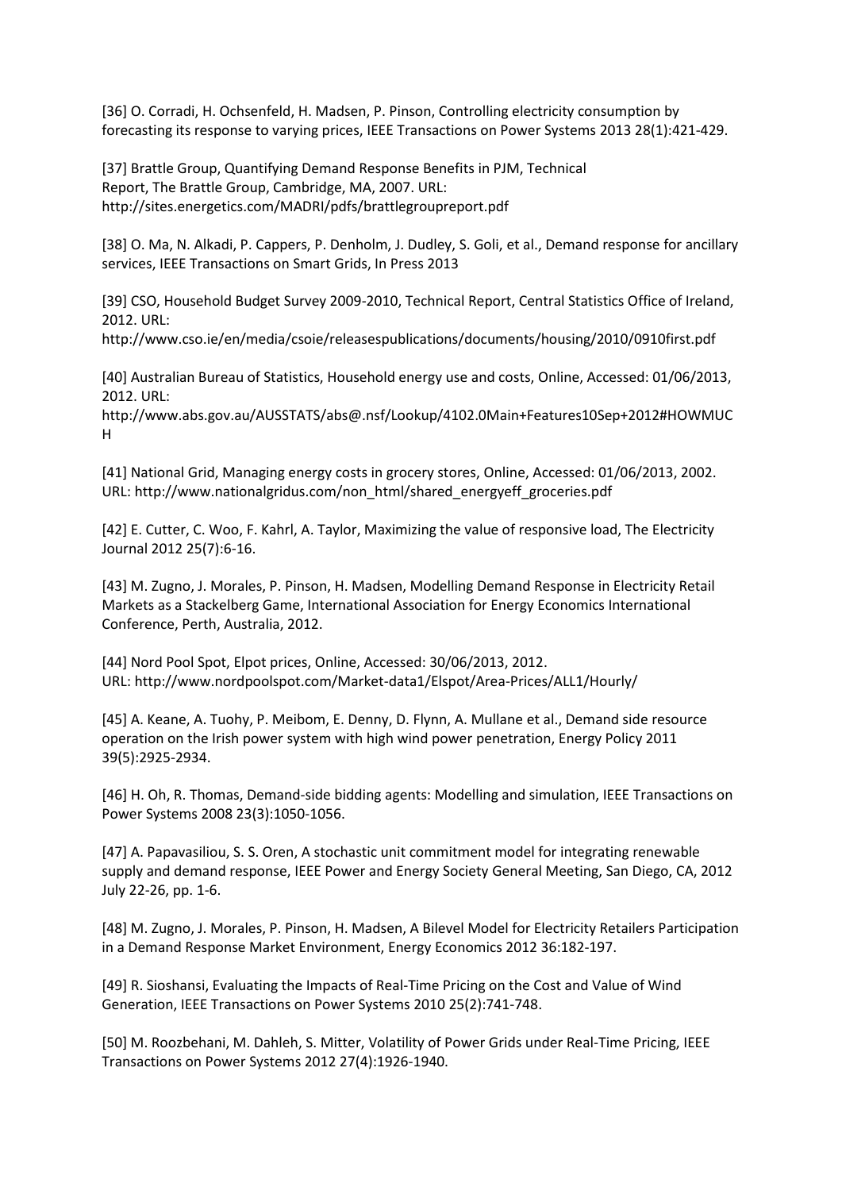[36] O. Corradi, H. Ochsenfeld, H. Madsen, P. Pinson, Controlling electricity consumption by forecasting its response to varying prices, IEEE Transactions on Power Systems 2013 28(1):421-429.

[37] Brattle Group, Quantifying Demand Response Benefits in PJM, Technical Report, The Brattle Group, Cambridge, MA, 2007. URL: http://sites.energetics.com/MADRI/pdfs/brattlegroupreport.pdf

[38] O. Ma, N. Alkadi, P. Cappers, P. Denholm, J. Dudley, S. Goli, et al., Demand response for ancillary services, IEEE Transactions on Smart Grids, In Press 2013

[39] CSO, Household Budget Survey 2009-2010, Technical Report, Central Statistics Office of Ireland, 2012. URL: http://www.cso.ie/en/media/csoie/releasespublications/documents/housing/2010/0910first.pdf

[40] Australian Bureau of Statistics, Household energy use and costs, Online, Accessed: 01/06/2013, 2012. URL: http://www.abs.gov.au/AUSSTATS/abs@.nsf/Lookup/4102.0Main+Features10Sep+2012#HOWMUCH

[41] National Grid, Managing energy costs in grocery stores, Online, Accessed: 01/06/2013, 2002. URL: http://www.nationalgridus.com/non_html/shared_energyeff_groceries.pdf

[42] E. Cutter, C. Woo, F. Kahrl, A. Taylor, Maximizing the value of responsive load, The Electricity Journal 2012 25(7):6-16.

[43] M. Zugno, J. Morales, P. Pinson, H. Madsen, Modelling Demand Response in Electricity Retail Markets as a Stackelberg Game, International Association for Energy Economics International Conference, Perth, Australia, 2012.

[44] Nord Pool Spot, Elpot prices, Online, Accessed: 30/06/2013, 2012. URL: http://www.nordpoolspot.com/Market-data1/Elspot/Area-Prices/ALL1/Hourly/

[45] A. Keane, A. Tuohy, P. Meibom, E. Denny, D. Flynn, A. Mullane et al., Demand side resource operation on the Irish power system with high wind power penetration, Energy Policy 2011 39(5):2925-2934.

[46] H. Oh, R. Thomas, Demand-side bidding agents: Modelling and simulation, IEEE Transactions on Power Systems 2008 23(3):1050-1056.

[47] A. Papavasiliou, S. S. Oren, A stochastic unit commitment model for integrating renewable supply and demand response, IEEE Power and Energy Society General Meeting, San Diego, CA, 2012 July 22-26, pp. 1-6.

[48] M. Zugno, J. Morales, P. Pinson, H. Madsen, A Bilevel Model for Electricity Retailers Participation in a Demand Response Market Environment, Energy Economics 2012 36:182-197.

[49] R. Sioshansi, Evaluating the Impacts of Real-Time Pricing on the Cost and Value of Wind Generation, IEEE Transactions on Power Systems 2010 25(2):741-748.

[50] M. Roozbehani, M. Dahleh, S. Mitter, Volatility of Power Grids under Real-Time Pricing, IEEE Transactions on Power Systems 2012 27(4):1926-1940.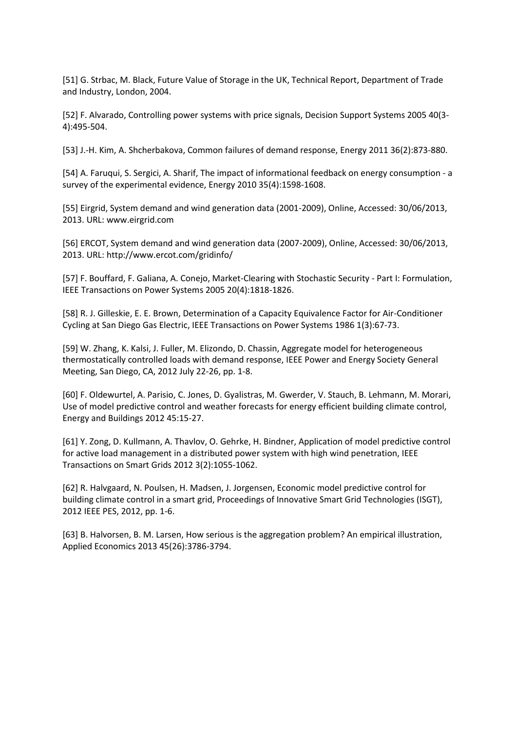[51] G. Strbac, M. Black, Future Value of Storage in the UK, Technical Report, Department of Trade and Industry, London, 2004.

[52] F. Alvarado, Controlling power systems with price signals, Decision Support Systems 2005 40(3-4):495-504.

[53] J.-H. Kim, A. Shcherbakova, Common failures of demand response, Energy 2011 36(2):873-880.

[54] A. Faruqui, S. Sergici, A. Sharif, The impact of informational feedback on energy consumption - a survey of the experimental evidence, Energy 2010 35(4):1598-1608.

[55] Eirgrid, System demand and wind generation data (2001-2009), Online, Accessed: 30/06/2013, 2013. URL: www.eirgrid.com

[56] ERCOT, System demand and wind generation data (2007-2009), Online, Accessed: 30/06/2013, 2013. URL: http://www.ercot.com/gridinfo/

[57] F. Bouffard, F. Galiana, A. Conejo, Market-Clearing with Stochastic Security - Part I: Formulation, IEEE Transactions on Power Systems 2005 20(4):1818-1826.

[58] R. J. Gilleskie, E. E. Brown, Determination of a Capacity Equivalence Factor for Air-Conditioner Cycling at San Diego Gas Electric, IEEE Transactions on Power Systems 1986 1(3):67-73.

[59] W. Zhang, K. Kalsi, J. Fuller, M. Elizondo, D. Chassin, Aggregate model for heterogeneous thermostatically controlled loads with demand response, IEEE Power and Energy Society General Meeting, San Diego, CA, 2012 July 22-26, pp. 1-8.

[60] F. Oldewurtel, A. Parisio, C. Jones, D. Gyalistras, M. Gwerder, V. Stauch, B. Lehmann, M. Morari, Use of model predictive control and weather forecasts for energy efficient building climate control, Energy and Buildings 2012 45:15-27.

[61] Y. Zong, D. Kullmann, A. Thavlov, O. Gehrke, H. Bindner, Application of model predictive control for active load management in a distributed power system with high wind penetration, IEEE Transactions on Smart Grids 2012 3(2):1055-1062.

[62] R. Halvgaard, N. Poulsen, H. Madsen, J. Jorgensen, Economic model predictive control for building climate control in a smart grid, Proceedings of Innovative Smart Grid Technologies (ISGT), 2012 IEEE PES, 2012, pp. 1-6.

[63] B. Halvorsen, B. M. Larsen, How serious is the aggregation problem? An empirical illustration, Applied Economics 2013 45(26):3786-3794.